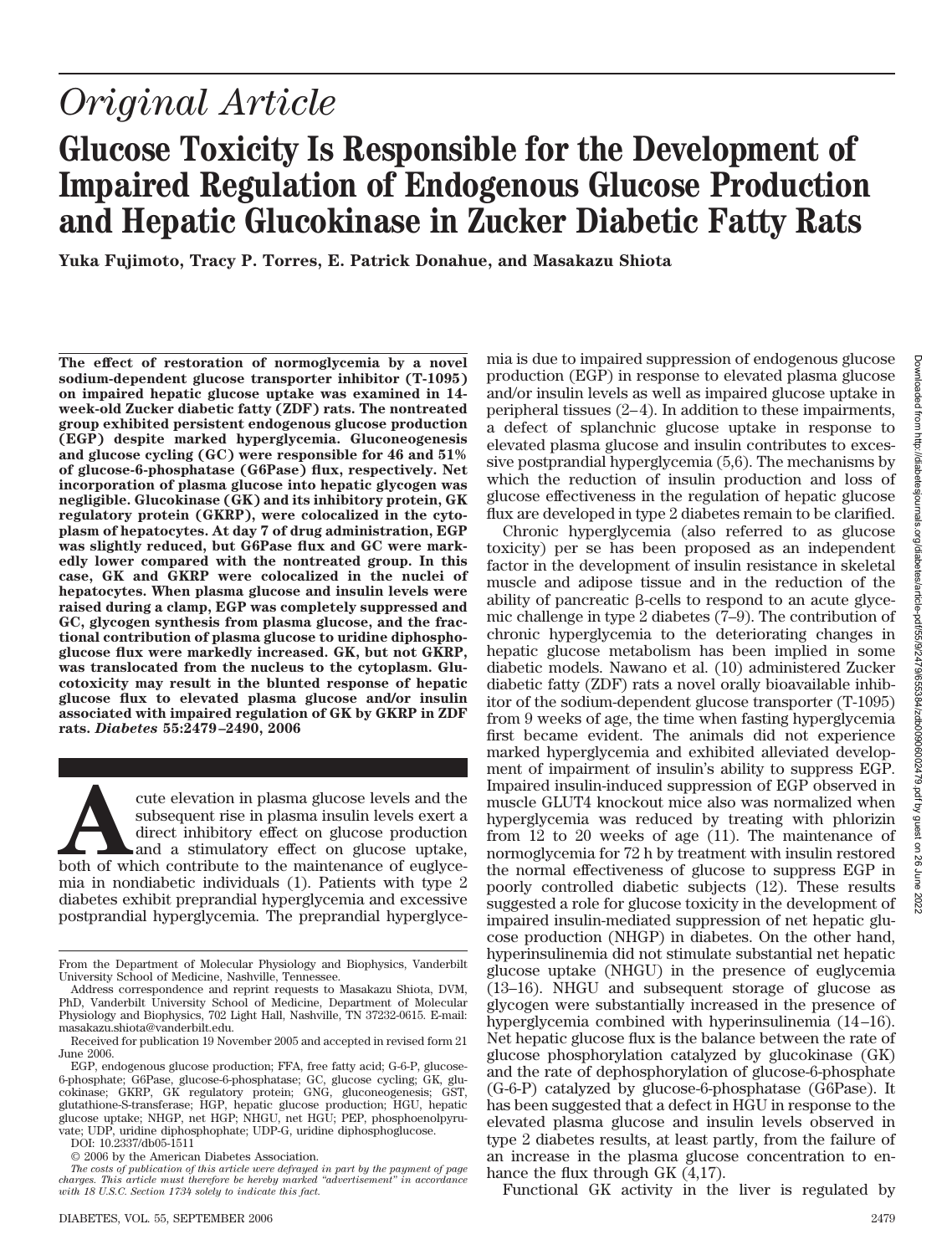*Original Article*

# Glucose Toxicity Is Responsible for the Development of Impaired Regulation of Endogenous Glucose Production and Hepatic Glucokinase in Zucker Diabetic Fatty Rats

**Yuka Fujimoto, Tracy P. Torres, E. Patrick Donahue, and Masakazu Shiota**

**The effect of restoration of normoglycemia by a novel sodium-dependent glucose transporter inhibitor (T-1095) on impaired hepatic glucose uptake was examined in 14-week-old Zucker diabetic fatty (ZDF) rats. The nontreated group exhibited persistent endogenous glucose production (EGP) despite marked hyperglycemia. Gluconeogenesis and glucose cycling (GC) were responsible for 46 and 51% of glucose-6-phosphatase (G6Pase) flux, respectively. Net incorporation of plasma glucose into hepatic glycogen was negligible. Glucokinase (GK) and its inhibitory protein, GK regulatory protein (GKRP), were colocalized in the cytoplasm of hepatocytes. At day 7 of drug administration, EGP was slightly reduced, but G6Pase flux and GC were markedly lower compared with the nontreated group. In this case, GK and GKRP were colocalized in the nuclei of hepatocytes. When plasma glucose and insulin levels were raised during a clamp, EGP was completely suppressed and GC, glycogen synthesis from plasma glucose, and the fractional contribution of plasma glucose to uridine diphosphoglucose flux were markedly increased. GK, but not GKRP, was translocated from the nucleus to the cytoplasm. Glucotoxicity may result in the blunted response of hepatic glucose flux to elevated plasma glucose and/or insulin associated with impaired regulation of GK by GKRP in ZDF rats. *Diabetes* 55:2479–2490, 2006**

Acute elevation in plasma glucose levels and the subsequent rise in plasma insulin levels exert a direct inhibitory effect on glucose production and a stimulatory effect on glucose uptake, both of which contribute to the maintenance of euglycemia in nondiabetic individuals (1). Patients with type 2 diabetes exhibit preprandial hyperglycemia and excessive postprandial hyperglycemia. The preprandial hyperglycemia is due to impaired suppression of endogenous glucose production (EGP) in response to elevated plasma glucose and/or insulin levels as well as impaired glucose uptake in peripheral tissues (2–4). In addition to these impairments, a defect of splanchnic glucose uptake in response to elevated plasma glucose and insulin contributes to excessive postprandial hyperglycemia (5,6). The mechanisms by which the reduction of insulin production and loss of glucose effectiveness in the regulation of hepatic glucose flux are developed in type 2 diabetes remain to be clarified.

Chronic hyperglycemia (also referred to as glucose toxicity) per se has been proposed as an independent factor in the development of insulin resistance in skeletal muscle and adipose tissue and in the reduction of the ability of pancreatic β-cells to respond to an acute glycemic challenge in type 2 diabetes (7–9). The contribution of chronic hyperglycemia to the deteriorating changes in hepatic glucose metabolism has been implied in some diabetic models. Nawano et al. (10) administered Zucker diabetic fatty (ZDF) rats a novel orally bioavailable inhibitor of the sodium-dependent glucose transporter (T-1095) from 9 weeks of age, the time when fasting hyperglycemia first became evident. The animals did not experience marked hyperglycemia and exhibited alleviated development of impairment of insulin's ability to suppress EGP. Impaired insulin-induced suppression of EGP observed in muscle GLUT4 knockout mice also was normalized when hyperglycemia was reduced by treating with phlorizin from 12 to 20 weeks of age (11). The maintenance of normoglycemia for 72 h by treatment with insulin restored the normal effectiveness of glucose to suppress EGP in poorly controlled diabetic subjects (12). These results suggested a role for glucose toxicity in the development of impaired insulin-mediated suppression of net hepatic glucose production (NHGP) in diabetes. On the other hand, hyperinsulinemia did not stimulate substantial net hepatic glucose uptake (NHGU) in the presence of euglycemia (13–16). NHGU and subsequent storage of glucose as glycogen were substantially increased in the presence of hyperglycemia combined with hyperinsulinemia (14–16). Net hepatic glucose flux is the balance between the rate of glucose phosphorylation catalyzed by glucokinase (GK) and the rate of dephosphorylation of glucose-6-phosphate (G-6-P) catalyzed by glucose-6-phosphatase (G6Pase). It has been suggested that a defect in HGU in response to the elevated plasma glucose and insulin levels observed in type 2 diabetes results, at least partly, from the failure of an increase in the plasma glucose concentration to enhance the flux through GK (4,17).

Functional GK activity in the liver is regulated by

---

From the Department of Molecular Physiology and Biophysics, Vanderbilt University School of Medicine, Nashville, Tennessee.

Address correspondence and reprint requests to Masakazu Shiota, DVM, PhD, Vanderbilt University School of Medicine, Department of Molecular Physiology and Biophysics, 702 Light Hall, Nashville, TN 37232-0615. E-mail: masakazu.shiota@vanderbilt.edu.

Received for publication 19 November 2005 and accepted in revised form 21 June 2006.

EGP, endogenous glucose production; FFA, free fatty acid; G-6-P, glucose-6-phosphate; G6Pase, glucose-6-phosphatase; GC, glucose cycling; GK, glucokinase; GKRP, GK regulatory protein; GNG, gluconeogenesis; GST, glutathione-S-transferase; HGP, hepatic glucose production; HGU, hepatic glucose uptake; NHGP, net HGP; NHGU, net HGU; PEP, phosphoenolpyruvate; UDP, uridine diphosphophate; UDP-G, uridine diphosphoglucose.

DOI: 10.2337/db05-1511

© 2006 by the American Diabetes Association.

*The costs of publication of this article were defrayed in part by the payment of page charges. This article must therefore be hereby marked "advertisement" in accordance with 18 U.S.C. Section 1734 solely to indicate this fact.*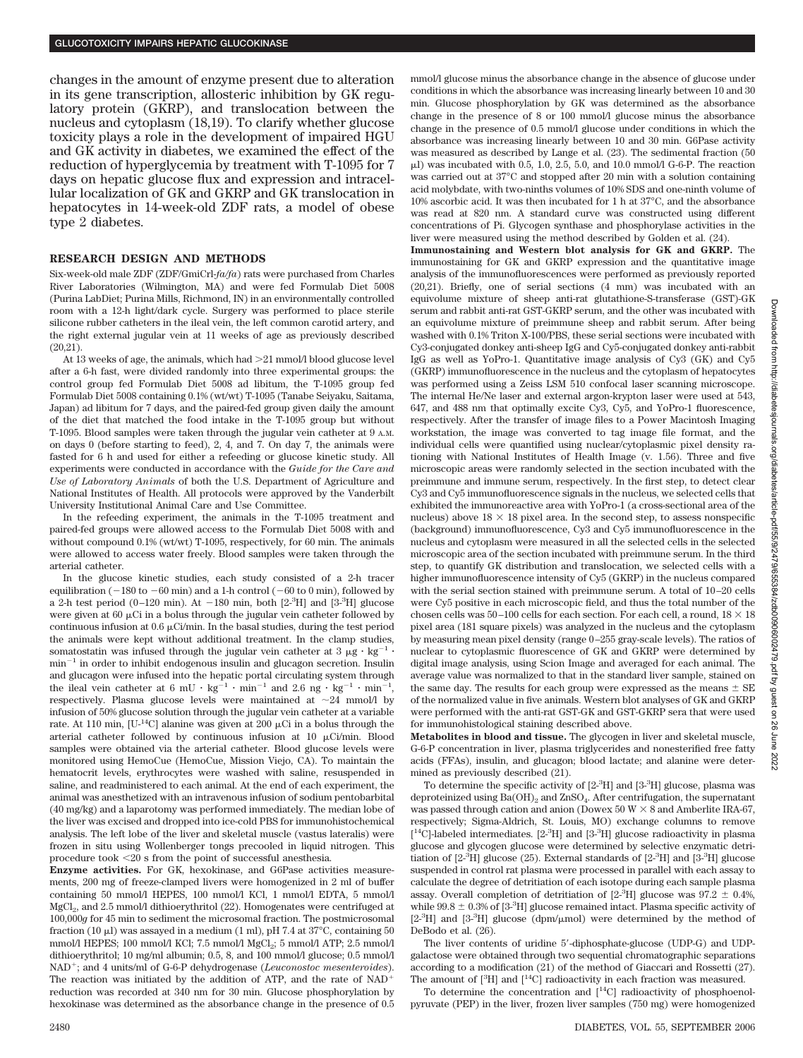changes in the amount of enzyme present due to alteration in its gene transcription, allosteric inhibition by GK regulatory protein (GKRP), and translocation between the nucleus and cytoplasm (18,19). To clarify whether glucose toxicity plays a role in the development of impaired HGU and GK activity in diabetes, we examined the effect of the reduction of hyperglycemia by treatment with T-1095 for 7 days on hepatic glucose flux and expression and intracellular localization of GK and GKRP and GK translocation in hepatocytes in 14-week-old ZDF rats, a model of obese type 2 diabetes.

## RESEARCH DESIGN AND METHODS

Six-week-old male ZDF (ZDF/GmiCrl-*fa/fa*) rats were purchased from Charles River Laboratories (Wilmington, MA) and were fed Formulab Diet 5008 (Purina LabDiet; Purina Mills, Richmond, IN) in an environmentally controlled room with a 12-h light/dark cycle. Surgery was performed to place sterile silicone rubber catheters in the ileal vein, the left common carotid artery, and the right external jugular vein at 11 weeks of age as previously described (20,21).

At 13 weeks of age, the animals, which had >21 mmol/l blood glucose level after a 6-h fast, were divided randomly into three experimental groups: the control group fed Formulab Diet 5008 ad libitum, the T-1095 group fed Formulab Diet 5008 containing 0.1% (wt/wt) T-1095 (Tanabe Seiyaku, Saitama, Japan) ad libitum for 7 days, and the paired-fed group given daily the amount of the diet that matched the food intake in the T-1095 group but without T-1095. Blood samples were taken through the jugular vein catheter at 9 A.M. on days 0 (before starting to feed), 2, 4, and 7. On day 7, the animals were fasted for 6 h and used for either a refeeding or glucose kinetic study. All experiments were conducted in accordance with the *Guide for the Care and Use of Laboratory Animals* of both the U.S. Department of Agriculture and National Institutes of Health. All protocols were approved by the Vanderbilt University Institutional Animal Care and Use Committee.

In the refeeding experiment, the animals in the T-1095 treatment and paired-fed groups were allowed access to the Formulab Diet 5008 with and without compound 0.1% (wt/wt) T-1095, respectively, for 60 min. The animals were allowed to access water freely. Blood samples were taken through the arterial catheter.

In the glucose kinetic studies, each study consisted of a 2-h tracer equilibration (−180 to −60 min) and a 1-h control (−60 to 0 min), followed by a 2-h test period (0–120 min). At −180 min, both [2-$^3$H] and [3-$^3$H] glucose were given at 60 μCi in a bolus through the jugular vein catheter followed by continuous infusion at 0.6 μCi/min. In the basal studies, during the test period the animals were kept without additional treatment. In the clamp studies, somatostatin was infused through the jugular vein catheter at 3 μg · kg$^{-1}$ · min$^{-1}$ in order to inhibit endogenous insulin and glucagon secretion. Insulin and glucagon were infused into the hepatic portal circulating system through the ileal vein catheter at 6 mU · kg$^{-1}$ · min$^{-1}$ and 2.6 ng · kg$^{-1}$ · min$^{-1}$, respectively. Plasma glucose levels were maintained at ~24 mmol/l by infusion of 50% glucose solution through the jugular vein catheter at a variable rate. At 110 min, [U-$^{14}$C] alanine was given at 200 μCi in a bolus through the arterial catheter followed by continuous infusion at 10 μCi/min. Blood samples were obtained via the arterial catheter. Blood glucose levels were monitored using HemoCue (HemoCue, Mission Viejo, CA). To maintain the hematocrit levels, erythrocytes were washed with saline, resuspended in saline, and readministered to each animal. At the end of each experiment, the animal was anesthetized with an intravenous infusion of sodium pentobarbital (40 mg/kg) and a laparotomy was performed immediately. The median lobe of the liver was excised and dropped into ice-cold PBS for immunohistochemical analysis. The left lobe of the liver and skeletal muscle (vastus lateralis) were frozen in situ using Wollenberger tongs precooled in liquid nitrogen. This procedure took <20 s from the point of successful anesthesia.

**Enzyme activities.** For GK, hexokinase, and G6Pase activities measurements, 200 mg of freeze-clamped livers were homogenized in 2 ml of buffer containing 50 mmol/l HEPES, 100 mmol/l KCl, 1 mmol/l EDTA, 5 mmol/l $MgCl_2$, and 2.5 mmol/l dithioerythritol (22). Homogenates were centrifuged at 100,000*g* for 45 min to sediment the microsomal fraction. The postmicrosomal fraction (10 μl) was assayed in a medium (1 ml), pH 7.4 at 37°C, containing 50 mmol/l HEPES; 100 mmol/l KCl; 7.5 mmol/l $MgCl_2$; 5 mmol/l ATP; 2.5 mmol/l dithioerythritol; 10 mg/ml albumin; 0.5, 8, and 100 mmol/l glucose; 0.5 mmol/l $NAD^+$; and 4 units/ml of G-6-P dehydrogenase (*Leuconostoc mesenteroides*). The reaction was initiated by the addition of ATP, and the rate of $NAD^+$ reduction was recorded at 340 nm for 30 min. Glucose phosphorylation by hexokinase was determined as the absorbance change in the presence of 0.5 mmol/l glucose minus the absorbance change in the absence of glucose under conditions in which the absorbance was increasing linearly between 10 and 30 min. Glucose phosphorylation by GK was determined as the absorbance change in the presence of 8 or 100 mmol/l glucose minus the absorbance change in the presence of 0.5 mmol/l glucose under conditions in which the absorbance was increasing linearly between 10 and 30 min. G6Pase activity was measured as described by Lange et al. (23). The sedimental fraction (50 μl) was incubated with 0.5, 1.0, 2.5, 5.0, and 10.0 mmol/l G-6-P. The reaction was carried out at 37°C and stopped after 20 min with a solution containing acid molybdate, with two-ninths volumes of 10% SDS and one-ninth volume of 10% ascorbic acid. It was then incubated for 1 h at 37°C, and the absorbance was read at 820 nm. A standard curve was constructed using different concentrations of Pi. Glycogen synthase and phosphorylase activities in the liver were measured using the method described by Golden et al. (24).

**Immunostaining and Western blot analysis for GK and GKRP.** The immunostaining for GK and GKRP expression and the quantitative image analysis of the immunofluorescences were performed as previously reported (20,21). Briefly, one of serial sections (4 mm) was incubated with an equivolume mixture of sheep anti-rat glutathione-S-transferase (GST)-GK serum and rabbit anti-rat GST-GKRP serum, and the other was incubated with an equivolume mixture of preimmune sheep and rabbit serum. After being washed with 0.1% Triton X-100/PBS, these serial sections were incubated with Cy3-conjugated donkey anti-sheep IgG and Cy5-conjugated donkey anti-rabbit IgG as well as YoPro-1. Quantitative image analysis of Cy3 (GK) and Cy5 (GKRP) immunofluorescence in the nucleus and the cytoplasm of hepatocytes was performed using a Zeiss LSM 510 confocal laser scanning microscope. The internal He/Ne laser and external argon-krypton laser were used at 543, 647, and 488 nm that optimally excite Cy3, Cy5, and YoPro-1 fluorescence, respectively. After the transfer of image files to a Power Macintosh Imaging workstation, the image was converted to tag image file format, and the individual cells were quantified using nuclear/cytoplasmic pixel density rationing with National Institutes of Health Image (v. 1.56). Three and five microscopic areas were randomly selected in the section incubated with the preimmune and immune serum, respectively. In the first step, to detect clear Cy3 and Cy5 immunofluorescence signals in the nucleus, we selected cells that exhibited the immunoreactive area with YoPro-1 (a cross-sectional area of the nucleus) above 18 × 18 pixel area. In the second step, to assess nonspecific (background) immunofluorescence, Cy3 and Cy5 immunofluorescence in the nucleus and cytoplasm were measured in all the selected cells in the selected microscopic area of the section incubated with preimmune serum. In the third step, to quantify GK distribution and translocation, we selected cells with a higher immunofluorescence intensity of Cy5 (GKRP) in the nucleus compared with the serial section stained with preimmune serum. A total of 10–20 cells were Cy5 positive in each microscopic field, and thus the total number of the chosen cells was 50–100 cells for each section. For each cell, a round, 18 × 18 pixel area (181 square pixels) was analyzed in the nucleus and the cytoplasm by measuring mean pixel density (range 0–255 gray-scale levels). The ratios of nuclear to cytoplasmic fluorescence of GK and GKRP were determined by digital image analysis, using Scion Image and averaged for each animal. The average value was normalized to that in the standard liver sample, stained on the same day. The results for each group were expressed as the means ± SE of the normalized value in five animals. Western blot analyses of GK and GKRP were performed with the anti-rat GST-GK and GST-GKRP sera that were used for immunohistological staining described above.

**Metabolites in blood and tissue.** The glycogen in liver and skeletal muscle, G-6-P concentration in liver, plasma triglycerides and nonesterified free fatty acids (FFAs), insulin, and glucagon; blood lactate; and alanine were determined as previously described (21).

To determine the specific activity of [2-$^3$H] and [3-$^3$H] glucose, plasma was deproteinized using $Ba(OH)_2$ and $ZnSO_4$. After centrifugation, the supernatant was passed through cation and anion (Dowex 50 W × 8 and Amberlite IRA-67, respectively; Sigma-Aldrich, St. Louis, MO) exchange columns to remove [$^{14}$C]-labeled intermediates. [2-$^3$H] and [3-$^3$H] glucose radioactivity in plasma glucose and glycogen glucose were determined by selective enzymatic detritiation of [2-$^3$H] glucose (25). External standards of [2-$^3$H] and [3-$^3$H] glucose suspended in control rat plasma were processed in parallel with each assay to calculate the degree of detritiation of each isotope during each sample plasma assay. Overall completion of detritiation of [2-$^3$H] glucose was 97.2 ± 0.4%, while 99.8 ± 0.3% of [3-$^3$H] glucose remained intact. Plasma specific activity of [2-$^3$H] and [3-$^3$H] glucose (dpm/μmol) were determined by the method of DeBodo et al. (26).

The liver contents of uridine 5′-diphosphate-glucose (UDP-G) and UDP-galactose were obtained through two sequential chromatographic separations according to a modification (21) of the method of Giaccari and Rossetti (27). The amount of [$^3$H] and [$^{14}$C] radioactivity in each fraction was measured.

To determine the concentration and [$^{14}$C] radioactivity of phosphoenolpyruvate (PEP) in the liver, frozen liver samples (750 mg) were homogenized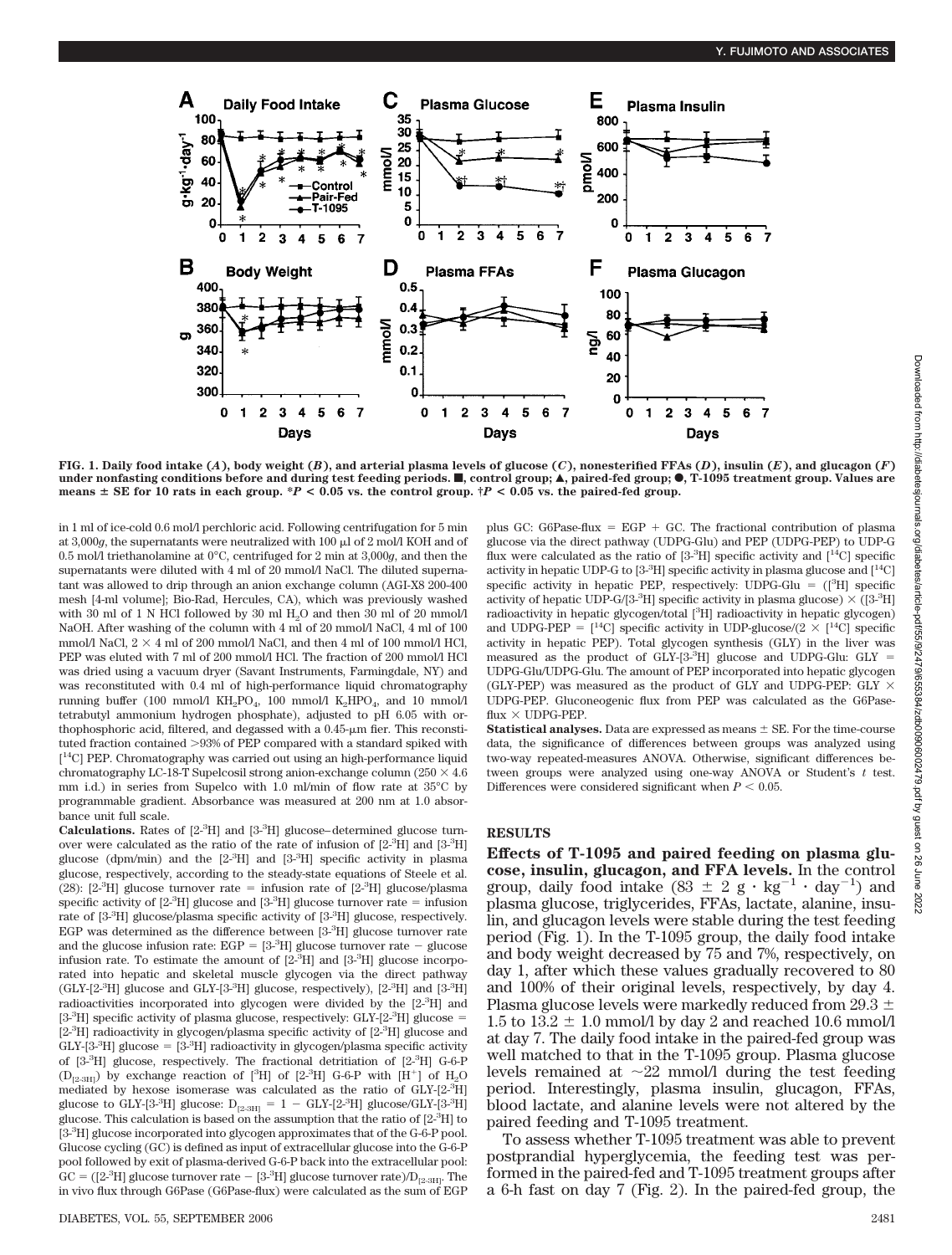FIG. 1. Daily food intake (*A*), body weight (*B*), and arterial plasma levels of glucose (*C*), nonesterified FFAs (*D*), insulin (*E*), and glucagon (*F*) under nonfasting conditions before and during test feeding periods. ■, control group; ▲, paired-fed group; ●, T-1095 treatment group. Values are means ± SE for 10 rats in each group. \*$P < 0.05$ vs. the control group. †$P < 0.05$ vs. the paired-fed group.

in 1 ml of ice-cold 0.6 mol/l perchloric acid. Following centrifugation for 5 min at 3,000*g*, the supernatants were neutralized with 100 μl of 2 mol/l KOH and of 0.5 mol/l triethanolamine at 0°C, centrifuged for 2 min at 3,000*g*, and then the supernatants were diluted with 4 ml of 20 mmol/l NaCl. The diluted supernatant was allowed to drip through an anion exchange column (AGI-X8 200-400 mesh [4-ml volume]; Bio-Rad, Hercules, CA), which was previously washed with 30 ml of 1 N HCl followed by 30 ml $H_2O$ and then 30 ml of 20 mmol/l NaOH. After washing of the column with 4 ml of 20 mmol/l NaCl, 4 ml of 100 mmol/l NaCl, 2 × 4 ml of 200 mmol/l NaCl, and then 4 ml of 100 mmol/l HCl, PEP was eluted with 7 ml of 200 mmol/l HCl. The fraction of 200 mmol/l HCl was dried using a vacuum dryer (Savant Instruments, Farmingdale, NY) and was reconstituted with 0.4 ml of high-performance liquid chromatography running buffer (100 mmol/l $KH_2PO_4$, 100 mmol/l $K_2HPO_4$, and 10 mmol/l tetrabutyl ammonium hydrogen phosphate), adjusted to pH 6.05 with orthophosphoric acid, filtered, and degassed with a 0.45-μm fier. This reconstituted fraction contained >93% of PEP compared with a standard spiked with [$^{14}$C] PEP. Chromatography was carried out using an high-performance liquid chromatography LC-18-T Supelcosil strong anion-exchange column (250 × 4.6 mm i.d.) in series from Supelco with 1.0 ml/min of flow rate at 35°C by programmable gradient. Absorbance was measured at 200 nm at 1.0 absorbance unit full scale.

**Calculations.** Rates of [2-$^3$H] and [3-$^3$H] glucose–determined glucose turnover were calculated as the ratio of the rate of infusion of [2-$^3$H] and [3-$^3$H] glucose (dpm/min) and the [2-$^3$H] and [3-$^3$H] specific activity in plasma glucose, respectively, according to the steady-state equations of Steele et al. (28): [2-$^3$H] glucose turnover rate = infusion rate of [2-$^3$H] glucose/plasma specific activity of [2-$^3$H] glucose and [3-$^3$H] glucose turnover rate = infusion rate of [3-$^3$H] glucose/plasma specific activity of [3-$^3$H] glucose, respectively. EGP was determined as the difference between [3-$^3$H] glucose turnover rate and the glucose infusion rate: EGP = [3-$^3$H] glucose turnover rate − glucose infusion rate. To estimate the amount of [2-$^3$H] and [3-$^3$H] glucose incorporated into hepatic and skeletal muscle glycogen via the direct pathway (GLY-[2-$^3$H] glucose and GLY-[3-$^3$H] glucose, respectively), [2-$^3$H] and [3-$^3$H] radioactivities incorporated into glycogen were divided by the [2-$^3$H] and [3-$^3$H] specific activity of plasma glucose, respectively: GLY-[2-$^3$H] glucose = [2-$^3$H] radioactivity in glycogen/plasma specific activity of [2-$^3$H] glucose and GLY-[3-$^3$H] glucose = [3-$^3$H] radioactivity in glycogen/plasma specific activity of [3-$^3$H] glucose, respectively. The fractional detritiation of [2-$^3$H] G-6-P ($D_{[2\text{-}3H]}$) by exchange reaction of [$^3$H] of [2-$^3$H] G-6-P with [$H^+$] of $H_2O$ mediated by hexose isomerase was calculated as the ratio of GLY-[2-$^3$H] glucose to GLY-[3-$^3$H] glucose: $D_{[2\text{-}3H]}$ = 1 − GLY-[2-$^3$H] glucose/GLY-[3-$^3$H] glucose. This calculation is based on the assumption that the ratio of [2-$^3$H] to [3-$^3$H] glucose incorporated into glycogen approximates that of the G-6-P pool. Glucose cycling (GC) is defined as input of extracellular glucose into the G-6-P pool followed by exit of plasma-derived G-6-P back into the extracellular pool: GC = ([2-$^3$H] glucose turnover rate − [3-$^3$H] glucose turnover rate)/$D_{[2\text{-}3H]}$. The in vivo flux through G6Pase (G6Pase-flux) were calculated as the sum of EGP plus GC: G6Pase-flux = EGP + GC. The fractional contribution of plasma glucose via the direct pathway (UDPG-Glu) and PEP (UDPG-PEP) to UDP-G flux were calculated as the ratio of [3-$^3$H] specific activity and [$^{14}$C] specific activity in hepatic UDP-G to [3-$^3$H] specific activity in plasma glucose and [$^{14}$C] specific activity in hepatic PEP, respectively: UDPG-Glu = ([$^3$H] specific activity of hepatic UDP-G/[3-$^3$H] specific activity in plasma glucose) × ([3-$^3$H] radioactivity in hepatic glycogen/total [$^3$H] radioactivity in hepatic glycogen) and UDPG-PEP = [$^{14}$C] specific activity in UDP-glucose/(2 × [$^{14}$C] specific activity in hepatic PEP). Total glycogen synthesis (GLY) in the liver was measured as the product of GLY-[3-$^3$H] glucose and UDPG-Glu: GLY = UDPG-Glu/UDPG-Glu. The amount of PEP incorporated into hepatic glycogen (GLY-PEP) was measured as the product of GLY and UDPG-PEP: GLY × UDPG-PEP. Gluconeogenic flux from PEP was calculated as the G6Pase-flux × UDPG-PEP.

**Statistical analyses.** Data are expressed as means ± SE. For the time-course data, the significance of differences between groups was analyzed using two-way repeated-measures ANOVA. Otherwise, significant differences between groups were analyzed using one-way ANOVA or Student's *t* test. Differences were considered significant when $P < 0.05$.

## RESULTS

**Effects of T-1095 and paired feeding on plasma glucose, insulin, glucagon, and FFA levels.** In the control group, daily food intake (83 ± 2 g · kg$^{-1}$ · day$^{-1}$) and plasma glucose, triglycerides, FFAs, lactate, alanine, insulin, and glucagon levels were stable during the test feeding period (Fig. 1). In the T-1095 group, the daily food intake and body weight decreased by 75 and 7%, respectively, on day 1, after which these values gradually recovered to 80 and 100% of their original levels, respectively, by day 4. Plasma glucose levels were markedly reduced from 29.3 ± 1.5 to 13.2 ± 1.0 mmol/l by day 2 and reached 10.6 mmol/l at day 7. The daily food intake in the paired-fed group was well matched to that in the T-1095 group. Plasma glucose levels remained at ~22 mmol/l during the test feeding period. Interestingly, plasma insulin, glucagon, FFAs, blood lactate, and alanine levels were not altered by the paired feeding and T-1095 treatment.

To assess whether T-1095 treatment was able to prevent postprandial hyperglycemia, the feeding test was performed in the paired-fed and T-1095 treatment groups after a 6-h fast on day 7 (Fig. 2). In the paired-fed group, the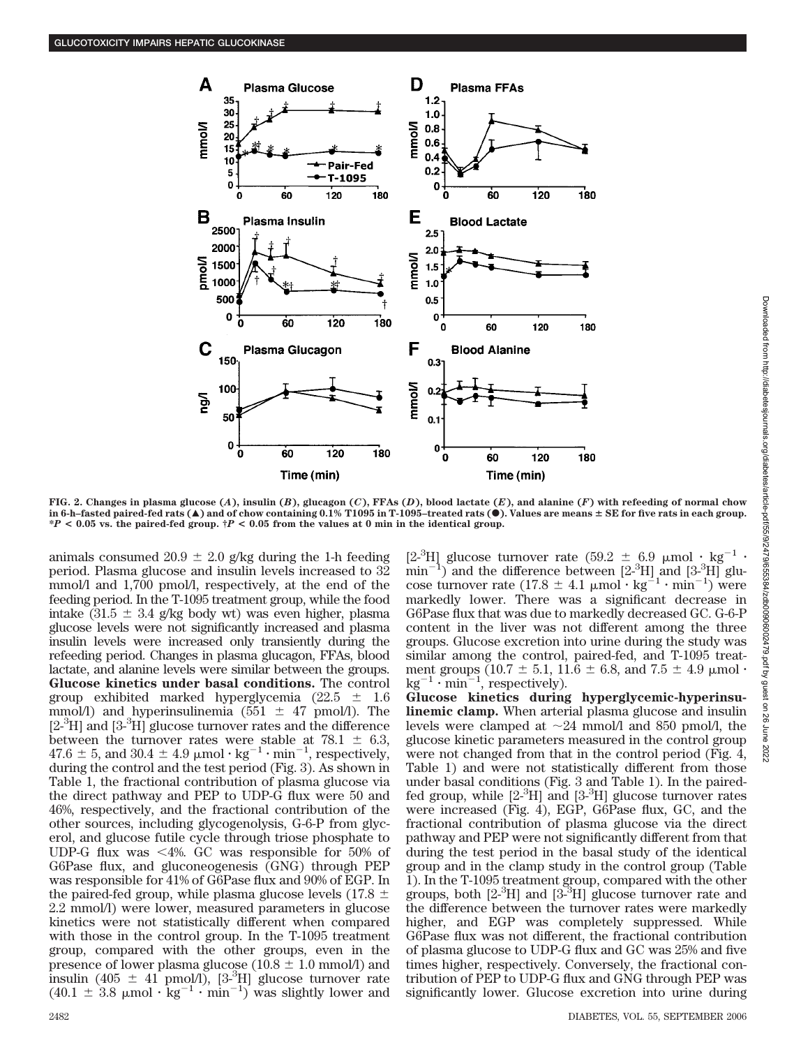FIG. 2. Changes in plasma glucose (*A*), insulin (*B*), glucagon (*C*), FFAs (*D*), blood lactate (*E*), and alanine (*F*) with refeeding of normal chow in 6-h–fasted paired-fed rats (▲) and of chow containing 0.1% T1095 in T-1095–treated rats (●). Values are means ± SE for five rats in each group. *$P < 0.05$ vs. the paired-fed group. †$P < 0.05$ from the values at 0 min in the identical group.

animals consumed 20.9 ± 2.0 g/kg during the 1-h feeding period. Plasma glucose and insulin levels increased to 32 mmol/l and 1,700 pmol/l, respectively, at the end of the feeding period. In the T-1095 treatment group, while the food intake (31.5 ± 3.4 g/kg body wt) was even higher, plasma glucose levels were not significantly increased and plasma insulin levels were increased only transiently during the refeeding period. Changes in plasma glucagon, FFAs, blood lactate, and alanine levels were similar between the groups.

**Glucose kinetics under basal conditions.** The control group exhibited marked hyperglycemia (22.5 ± 1.6 mmol/l) and hyperinsulinemia (551 ± 47 pmol/l). The [2-$^3$H] and [3-$^3$H] glucose turnover rates and the difference between the turnover rates were stable at 78.1 ± 6.3, 47.6 ± 5, and 30.4 ± 4.9 $\mu$mol · kg$^{-1}$ · min$^{-1}$, respectively, during the control and the test period (Fig. 3). As shown in Table 1, the fractional contribution of plasma glucose via the direct pathway and PEP to UDP-G flux were 50 and 46%, respectively, and the fractional contribution of the other sources, including glycogenolysis, G-6-P from glycerol, and glucose futile cycle through triose phosphate to UDP-G flux was <4%. GC was responsible for 50% of G6Pase flux, and gluconeogenesis (GNG) through PEP was responsible for 41% of G6Pase flux and 90% of EGP. In the paired-fed group, while plasma glucose levels (17.8 ± 2.2 mmol/l) were lower, measured parameters in glucose kinetics were not statistically different when compared with those in the control group. In the T-1095 treatment group, compared with the other groups, even in the presence of lower plasma glucose (10.8 ± 1.0 mmol/l) and insulin (405 ± 41 pmol/l), [3-$^3$H] glucose turnover rate (40.1 ± 3.8 $\mu$mol · kg$^{-1}$ · min$^{-1}$) was slightly lower and [2-$^3$H] glucose turnover rate (59.2 ± 6.9 $\mu$mol · kg$^{-1}$ · min$^{-1}$) and the difference between [2-$^3$H] and [3-$^3$H] glucose turnover rate (17.8 ± 4.1 $\mu$mol · kg$^{-1}$ · min$^{-1}$) were markedly lower. There was a significant decrease in G6Pase flux that was due to markedly decreased GC. G-6-P content in the liver was not different among the three groups. Glucose excretion into urine during the study was similar among the control, paired-fed, and T-1095 treatment groups (10.7 ± 5.1, 11.6 ± 6.8, and 7.5 ± 4.9 $\mu$mol · kg$^{-1}$ · min$^{-1}$, respectively).

**Glucose kinetics during hyperglycemic-hyperinsulinemic clamp.** When arterial plasma glucose and insulin levels were clamped at ~24 mmol/l and 850 pmol/l, the glucose kinetic parameters measured in the control group were not changed from that in the control period (Fig. 4, Table 1) and were not statistically different from those under basal conditions (Fig. 3 and Table 1). In the paired-fed group, while [2-$^3$H] and [3-$^3$H] glucose turnover rates were increased (Fig. 4), EGP, G6Pase flux, GC, and the fractional contribution of plasma glucose via the direct pathway and PEP were not significantly different from that during the test period in the basal study of the identical group and in the clamp study in the control group (Table 1). In the T-1095 treatment group, compared with the other groups, both [2-$^3$H] and [3-$^3$H] glucose turnover rate and the difference between the turnover rates were markedly higher, and EGP was completely suppressed. While G6Pase flux was not different, the fractional contribution of plasma glucose to UDP-G flux and GC was 25% and five times higher, respectively. Conversely, the fractional contribution of PEP to UDP-G flux and GNG through PEP was significantly lower. Glucose excretion into urine during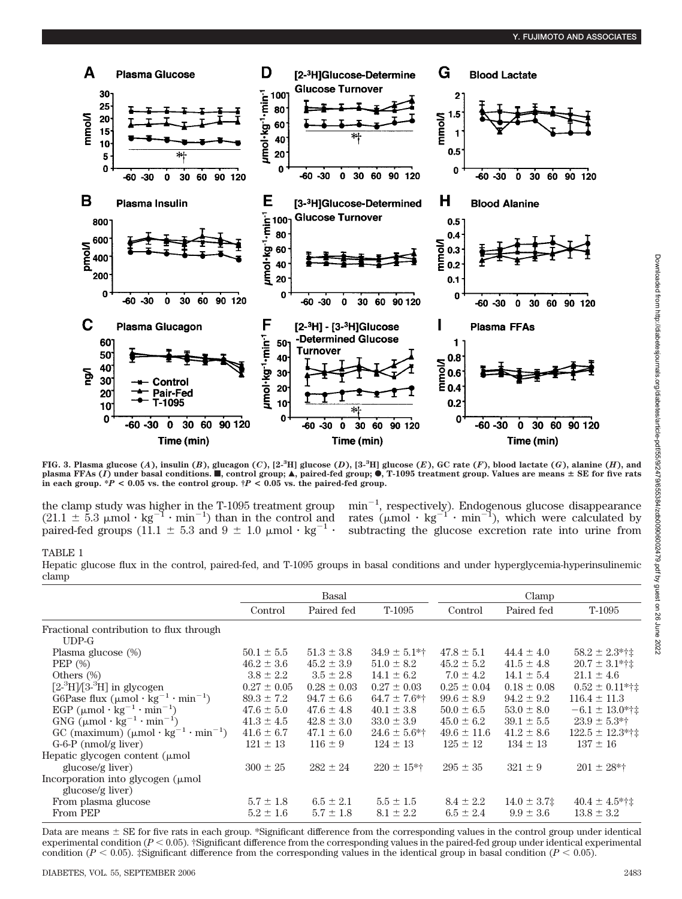FIG. 3. Plasma glucose (*A*), insulin (*B*), glucagon (*C*), [2-$^3$H] glucose (*D*), [3-$^3$H] glucose (*E*), GC rate (*F*), blood lactate (*G*), alanine (*H*), and plasma FFAs (*I*) under basal conditions. ■, control group; ▲, paired-fed group; ●, T-1095 treatment group. Values are means ± SE for five rats in each group. *$P < 0.05$ vs. the control group. †$P < 0.05$ vs. the paired-fed group.

the clamp study was higher in the T-1095 treatment group ($21.1 \pm 5.3$ μmol · kg$^{-1}$ · min$^{-1}$) than in the control and paired-fed groups ($11.1 \pm 5.3$ and $9 \pm 1.0$ μmol · kg$^{-1}$ · min$^{-1}$, respectively). Endogenous glucose disappearance rates (μmol · kg$^{-1}$ · min$^{-1}$), which were calculated by subtracting the glucose excretion rate into urine from

TABLE 1

Hepatic glucose flux in the control, paired-fed, and T-1095 groups in basal conditions and under hyperglycemia-hyperinsulinemic clamp

| | Basal | | | Clamp | | |
|---|---|---|---|---|---|---|
| | Control | Paired fed | T-1095 | Control | Paired fed | T-1095 |
| Fractional contribution to flux through UDP-G | | | | | | |
| Plasma glucose (%) | 50.1 ± 5.5 | 51.3 ± 3.8 | 34.9 ± 5.1*† | 47.8 ± 5.1 | 44.4 ± 4.0 | 58.2 ± 2.3*†‡ |
| PEP (%) | 46.2 ± 3.6 | 45.2 ± 3.9 | 51.0 ± 8.2 | 45.2 ± 5.2 | 41.5 ± 4.8 | 20.7 ± 3.1*†‡ |
| Others (%) | 3.8 ± 2.2 | 3.5 ± 2.8 | 14.1 ± 6.2 | 7.0 ± 4.2 | 14.1 ± 5.4 | 21.1 ± 4.6 |
| [2-$^3$H]/[3-$^3$H] in glycogen | 0.27 ± 0.05 | 0.28 ± 0.03 | 0.27 ± 0.03 | 0.25 ± 0.04 | 0.18 ± 0.08 | 0.52 ± 0.11*†‡ |
| G6Pase flux (μmol · kg$^{-1}$ · min$^{-1}$) | 89.3 ± 7.2 | 94.7 ± 6.6 | 64.7 ± 7.6*† | 99.6 ± 8.9 | 94.2 ± 9.2 | 116.4 ± 11.3 |
| EGP (μmol · kg$^{-1}$ · min$^{-1}$) | 47.6 ± 5.0 | 47.6 ± 4.8 | 40.1 ± 3.8 | 50.0 ± 6.5 | 53.0 ± 8.0 | −6.1 ± 13.0*†‡ |
| GNG (μmol · kg$^{-1}$ · min$^{-1}$) | 41.3 ± 4.5 | 42.8 ± 3.0 | 33.0 ± 3.9 | 45.0 ± 6.2 | 39.1 ± 5.5 | 23.9 ± 5.3*† |
| GC (maximum) (μmol · kg$^{-1}$ · min$^{-1}$) | 41.6 ± 6.7 | 47.1 ± 6.0 | 24.6 ± 5.6*† | 49.6 ± 11.6 | 41.2 ± 8.6 | 122.5 ± 12.3*†‡ |
| G-6-P (nmol/g liver) | 121 ± 13 | 116 ± 9 | 124 ± 13 | 125 ± 12 | 134 ± 13 | 137 ± 16 |
| Hepatic glycogen content (μmol glucose/g liver) | 300 ± 25 | 282 ± 24 | 220 ± 15*† | 295 ± 35 | 321 ± 9 | 201 ± 28*† |
| Incorporation into glycogen (μmol glucose/g liver) | | | | | | |
| From plasma glucose | 5.7 ± 1.8 | 6.5 ± 2.1 | 5.5 ± 1.5 | 8.4 ± 2.2 | 14.0 ± 3.7‡ | 40.4 ± 4.5*†‡ |
| From PEP | 5.2 ± 1.6 | 5.7 ± 1.8 | 8.1 ± 2.2 | 6.5 ± 2.4 | 9.9 ± 3.6 | 13.8 ± 3.2 |

Data are means ± SE for five rats in each group. *Significant difference from the corresponding values in the control group under identical experimental condition ($P < 0.05$). †Significant difference from the corresponding values in the paired-fed group under identical experimental condition ($P < 0.05$). ‡Significant difference from the corresponding values in the identical group in basal condition ($P < 0.05$).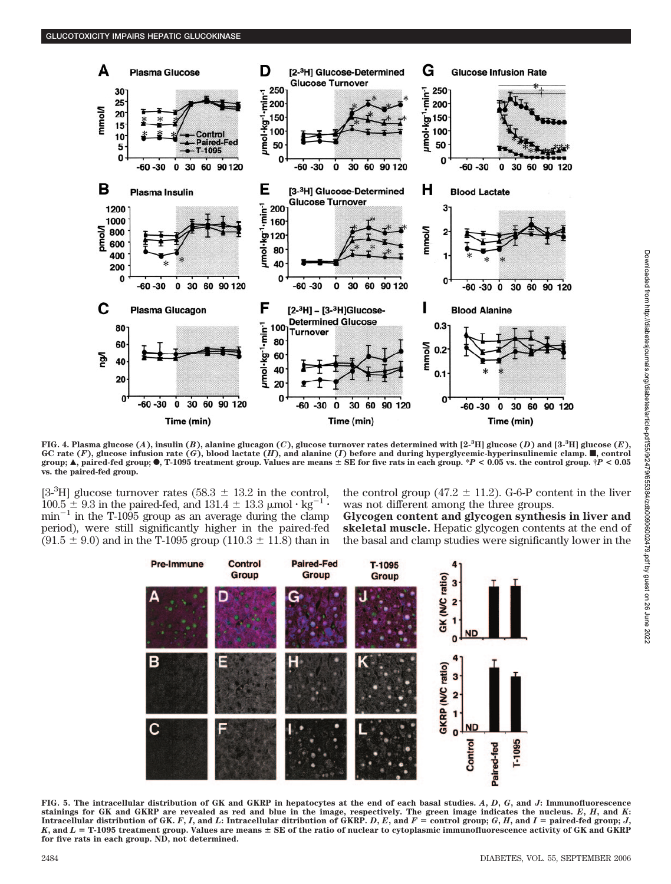FIG. 4. Plasma glucose (*A*), insulin (*B*), alanine glucagon (*C*), glucose turnover rates determined with [2-$^{3}$H] glucose (*D*) and [3-$^{3}$H] glucose (*E*), GC rate (*F*), glucose infusion rate (*G*), blood lactate (*H*), and alanine (*I*) before and during hyperglycemic-hyperinsulinemic clamp. ■, control group; ▲, paired-fed group; ●, T-1095 treatment group. Values are means ± SE for five rats in each group. *$P < 0.05$ vs. the control group. †$P < 0.05$ vs. the paired-fed group.

[3-$^{3}$H] glucose turnover rates (58.3 ± 13.2 in the control, 100.5 ± 9.3 in the paired-fed, and 131.4 ± 13.3 $\mu$mol · kg$^{-1}$ · min$^{-1}$ in the T-1095 group as an average during the clamp period), were still significantly higher in the paired-fed (91.5 ± 9.0) and in the T-1095 group (110.3 ± 11.8) than in the control group (47.2 ± 11.2). G-6-P content in the liver was not different among the three groups.

**Glycogen content and glycogen synthesis in liver and skeletal muscle.** Hepatic glycogen contents at the end of the basal and clamp studies were significantly lower in the

FIG. 5. The intracellular distribution of GK and GKRP in hepatocytes at the end of each basal studies. *A*, *D*, *G*, and *J*: Immunofluorescence stainings for GK and GKRP are revealed as red and blue in the image, respectively. The green image indicates the nucleus. *E*, *H*, and *K*: Intracellular distribution of GK. *F*, *I*, and *L*: Intracellular ditribution of GKRP. *D*, *E*, and *F* = control group; *G*, *H*, and *I* = paired-fed group; *J*, *K*, and *L* = T-1095 treatment group. Values are means ± SE of the ratio of nuclear to cytoplasmic immunofluorescence activity of GK and GKRP for five rats in each group. ND, not determined.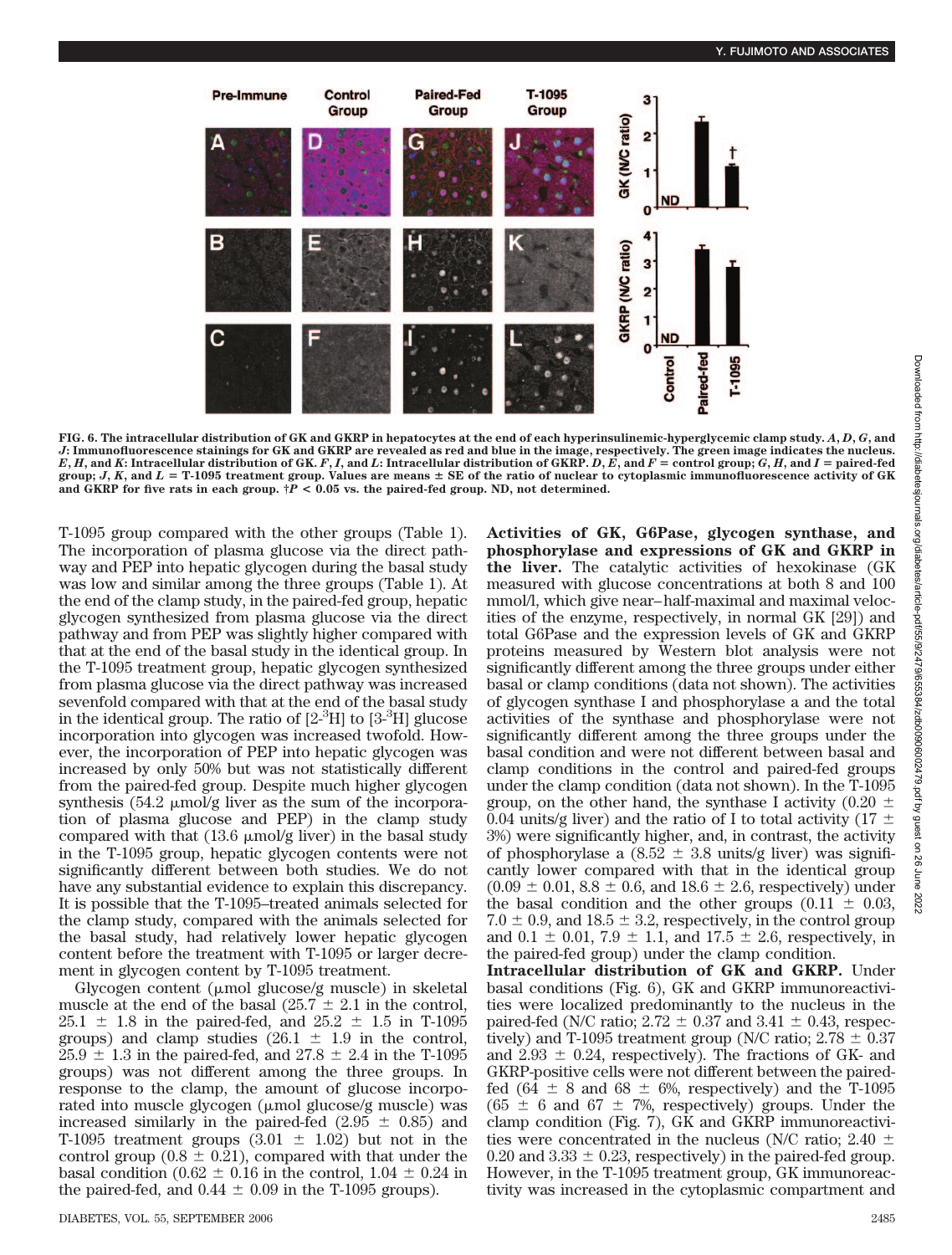FIG. 6. The intracellular distribution of GK and GKRP in hepatocytes at the end of each hyperinsulinemic-hyperglycemic clamp study. *A*, *D*, *G*, and *J*: Immunofluorescence stainings for GK and GKRP are revealed as red and blue in the image, respectively. The green image indicates the nucleus. *E*, *H*, and *K*: Intracellular distribution of GK. *F*, *I*, and *L*: Intracellular distribution of GKRP. *D*, *E*, and *F* = control group; *G*, *H*, and *I* = paired-fed group; *J*, *K*, and *L* = T-1095 treatment group. Values are means ± SE of the ratio of nuclear to cytoplasmic immunofluorescence activity of GK and GKRP for five rats in each group. †$P < 0.05$ vs. the paired-fed group. ND, not determined.

T-1095 group compared with the other groups (Table 1). The incorporation of plasma glucose via the direct pathway and PEP into hepatic glycogen during the basal study was low and similar among the three groups (Table 1). At the end of the clamp study, in the paired-fed group, hepatic glycogen synthesized from plasma glucose via the direct pathway and from PEP was slightly higher compared with that at the end of the basal study in the identical group. In the T-1095 treatment group, hepatic glycogen synthesized from plasma glucose via the direct pathway was increased sevenfold compared with that at the end of the basal study in the identical group. The ratio of [2-$^3$H] to [3-$^3$H] glucose incorporation into glycogen was increased twofold. However, the incorporation of PEP into hepatic glycogen was increased by only 50% but was not statistically different from the paired-fed group. Despite much higher glycogen synthesis (54.2 μmol/g liver as the sum of the incorporation of plasma glucose and PEP) in the clamp study compared with that (13.6 μmol/g liver) in the basal study in the T-1095 group, hepatic glycogen contents were not significantly different between both studies. We do not have any substantial evidence to explain this discrepancy. It is possible that the T-1095–treated animals selected for the clamp study, compared with the animals selected for the basal study, had relatively lower hepatic glycogen content before the treatment with T-1095 or larger decrement in glycogen content by T-1095 treatment.

Glycogen content (μmol glucose/g muscle) in skeletal muscle at the end of the basal (25.7 ± 2.1 in the control, 25.1 ± 1.8 in the paired-fed, and 25.2 ± 1.5 in T-1095 groups) and clamp studies (26.1 ± 1.9 in the control, 25.9 ± 1.3 in the paired-fed, and 27.8 ± 2.4 in the T-1095 groups) was not different among the three groups. In response to the clamp, the amount of glucose incorporated into muscle glycogen (μmol glucose/g muscle) was increased similarly in the paired-fed (2.95 ± 0.85) and T-1095 treatment groups (3.01 ± 1.02) but not in the control group (0.8 ± 0.21), compared with that under the basal condition (0.62 ± 0.16 in the control, 1.04 ± 0.24 in the paired-fed, and 0.44 ± 0.09 in the T-1095 groups).

**Activities of GK, G6Pase, glycogen synthase, and phosphorylase and expressions of GK and GKRP in the liver.** The catalytic activities of hexokinase (GK measured with glucose concentrations at both 8 and 100 mmol/l, which give near–half-maximal and maximal velocities of the enzyme, respectively, in normal GK [29]) and total G6Pase and the expression levels of GK and GKRP proteins measured by Western blot analysis were not significantly different among the three groups under either basal or clamp conditions (data not shown). The activities of glycogen synthase I and phosphorylase a and the total activities of the synthase and phosphorylase were not significantly different among the three groups under the basal condition and were not different between basal and clamp conditions in the control and paired-fed groups under the clamp condition (data not shown). In the T-1095 group, on the other hand, the synthase I activity (0.20 ± 0.04 units/g liver) and the ratio of I to total activity (17 ± 3%) were significantly higher, and, in contrast, the activity of phosphorylase a (8.52 ± 3.8 units/g liver) was significantly lower compared with that in the identical group (0.09 ± 0.01, 8.8 ± 0.6, and 18.6 ± 2.6, respectively) under the basal condition and the other groups (0.11 ± 0.03, 7.0 ± 0.9, and 18.5 ± 3.2, respectively, in the control group and 0.1 ± 0.01, 7.9 ± 1.1, and 17.5 ± 2.6, respectively, in the paired-fed group) under the clamp condition.

**Intracellular distribution of GK and GKRP.** Under basal conditions (Fig. 6), GK and GKRP immunoreactivities were localized predominantly to the nucleus in the paired-fed (N/C ratio; 2.72 ± 0.37 and 3.41 ± 0.43, respectively) and T-1095 treatment group (N/C ratio; 2.78 ± 0.37 and 2.93 ± 0.24, respectively). The fractions of GK- and GKRP-positive cells were not different between the paired-fed (64 ± 8 and 68 ± 6%, respectively) and the T-1095 (65 ± 6 and 67 ± 7%, respectively) groups. Under the clamp condition (Fig. 7), GK and GKRP immunoreactivities were concentrated in the nucleus (N/C ratio; 2.40 ± 0.20 and 3.33 ± 0.23, respectively) in the paired-fed group. However, in the T-1095 treatment group, GK immunoreactivity was increased in the cytoplasmic compartment and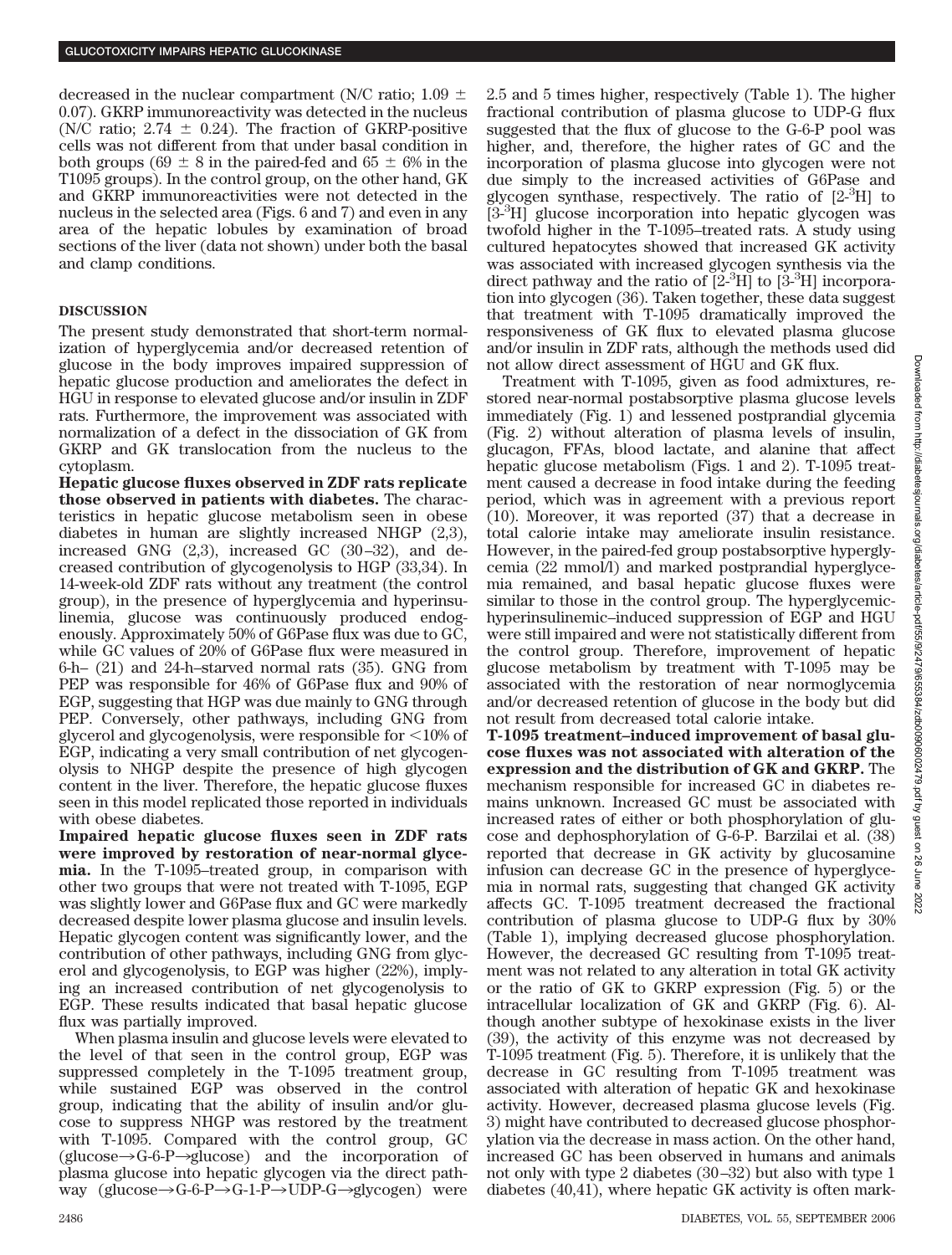decreased in the nuclear compartment (N/C ratio; 1.09 ± 0.07). GKRP immunoreactivity was detected in the nucleus (N/C ratio; 2.74 ± 0.24). The fraction of GKRP-positive cells was not different from that under basal condition in both groups (69 ± 8 in the paired-fed and 65 ± 6% in the T1095 groups). In the control group, on the other hand, GK and GKRP immunoreactivities were not detected in the nucleus in the selected area (Figs. 6 and 7) and even in any area of the hepatic lobules by examination of broad sections of the liver (data not shown) under both the basal and clamp conditions.

## DISCUSSION

The present study demonstrated that short-term normalization of hyperglycemia and/or decreased retention of glucose in the body improves impaired suppression of hepatic glucose production and ameliorates the defect in HGU in response to elevated glucose and/or insulin in ZDF rats. Furthermore, the improvement was associated with normalization of a defect in the dissociation of GK from GKRP and GK translocation from the nucleus to the cytoplasm.

**Hepatic glucose fluxes observed in ZDF rats replicate those observed in patients with diabetes.** The characteristics in hepatic glucose metabolism seen in obese diabetes in human are slightly increased NHGP (2,3), increased GNG (2,3), increased GC (30–32), and decreased contribution of glycogenolysis to HGP (33,34). In 14-week-old ZDF rats without any treatment (the control group), in the presence of hyperglycemia and hyperinsulinemia, glucose was continuously produced endogenously. Approximately 50% of G6Pase flux was due to GC, while GC values of 20% of G6Pase flux were measured in 6-h– (21) and 24-h–starved normal rats (35). GNG from PEP was responsible for 46% of G6Pase flux and 90% of EGP, suggesting that HGP was due mainly to GNG through PEP. Conversely, other pathways, including GNG from glycerol and glycogenolysis, were responsible for <10% of EGP, indicating a very small contribution of net glycogenolysis to NHGP despite the presence of high glycogen content in the liver. Therefore, the hepatic glucose fluxes seen in this model replicated those reported in individuals with obese diabetes.

**Impaired hepatic glucose fluxes seen in ZDF rats were improved by restoration of near-normal glycemia.** In the T-1095–treated group, in comparison with other two groups that were not treated with T-1095, EGP was slightly lower and G6Pase flux and GC were markedly decreased despite lower plasma glucose and insulin levels. Hepatic glycogen content was significantly lower, and the contribution of other pathways, including GNG from glycerol and glycogenolysis, to EGP was higher (22%), implying an increased contribution of net glycogenolysis to EGP. These results indicated that basal hepatic glucose flux was partially improved.

When plasma insulin and glucose levels were elevated to the level of that seen in the control group, EGP was suppressed completely in the T-1095 treatment group, while sustained EGP was observed in the control group, indicating that the ability of insulin and/or glucose to suppress NHGP was restored by the treatment with T-1095. Compared with the control group, GC (glucose→G-6-P→glucose) and the incorporation of plasma glucose into hepatic glycogen via the direct pathway (glucose→G-6-P→G-1-P→UDP-G→glycogen) were 2.5 and 5 times higher, respectively (Table 1). The higher fractional contribution of plasma glucose to UDP-G flux suggested that the flux of glucose to the G-6-P pool was higher, and, therefore, the higher rates of GC and the incorporation of plasma glucose into glycogen were not due simply to the increased activities of G6Pase and glycogen synthase, respectively. The ratio of [2-$^3$H] to [3-$^3$H] glucose incorporation into hepatic glycogen was twofold higher in the T-1095–treated rats. A study using cultured hepatocytes showed that increased GK activity was associated with increased glycogen synthesis via the direct pathway and the ratio of [2-$^3$H] to [3-$^3$H] incorporation into glycogen (36). Taken together, these data suggest that treatment with T-1095 dramatically improved the responsiveness of GK flux to elevated plasma glucose and/or insulin in ZDF rats, although the methods used did not allow direct assessment of HGU and GK flux.

Treatment with T-1095, given as food admixtures, restored near-normal postabsorptive plasma glucose levels immediately (Fig. 1) and lessened postprandial glycemia (Fig. 2) without alteration of plasma levels of insulin, glucagon, FFAs, blood lactate, and alanine that affect hepatic glucose metabolism (Figs. 1 and 2). T-1095 treatment caused a decrease in food intake during the feeding period, which was in agreement with a previous report (10). Moreover, it was reported (37) that a decrease in total calorie intake may ameliorate insulin resistance. However, in the paired-fed group postabsorptive hyperglycemia (22 mmol/l) and marked postprandial hyperglycemia remained, and basal hepatic glucose fluxes were similar to those in the control group. The hyperglycemic-hyperinsulinemic–induced suppression of EGP and HGU were still impaired and were not statistically different from the control group. Therefore, improvement of hepatic glucose metabolism by treatment with T-1095 may be associated with the restoration of near normoglycemia and/or decreased retention of glucose in the body but did not result from decreased total calorie intake.

**T-1095 treatment–induced improvement of basal glucose fluxes was not associated with alteration of the expression and the distribution of GK and GKRP.** The mechanism responsible for increased GC in diabetes remains unknown. Increased GC must be associated with increased rates of either or both phosphorylation of glucose and dephosphorylation of G-6-P. Barzilai et al. (38) reported that decrease in GK activity by glucosamine infusion can decrease GC in the presence of hyperglycemia in normal rats, suggesting that changed GK activity affects GC. T-1095 treatment decreased the fractional contribution of plasma glucose to UDP-G flux by 30% (Table 1), implying decreased glucose phosphorylation. However, the decreased GC resulting from T-1095 treatment was not related to any alteration in total GK activity or the ratio of GK to GKRP expression (Fig. 5) or the intracellular localization of GK and GKRP (Fig. 6). Although another subtype of hexokinase exists in the liver (39), the activity of this enzyme was not decreased by T-1095 treatment (Fig. 5). Therefore, it is unlikely that the decrease in GC resulting from T-1095 treatment was associated with alteration of hepatic GK and hexokinase activity. However, decreased plasma glucose levels (Fig. 3) might have contributed to decreased glucose phosphorylation via the decrease in mass action. On the other hand, increased GC has been observed in humans and animals not only with type 2 diabetes (30–32) but also with type 1 diabetes (40,41), where hepatic GK activity is often mark-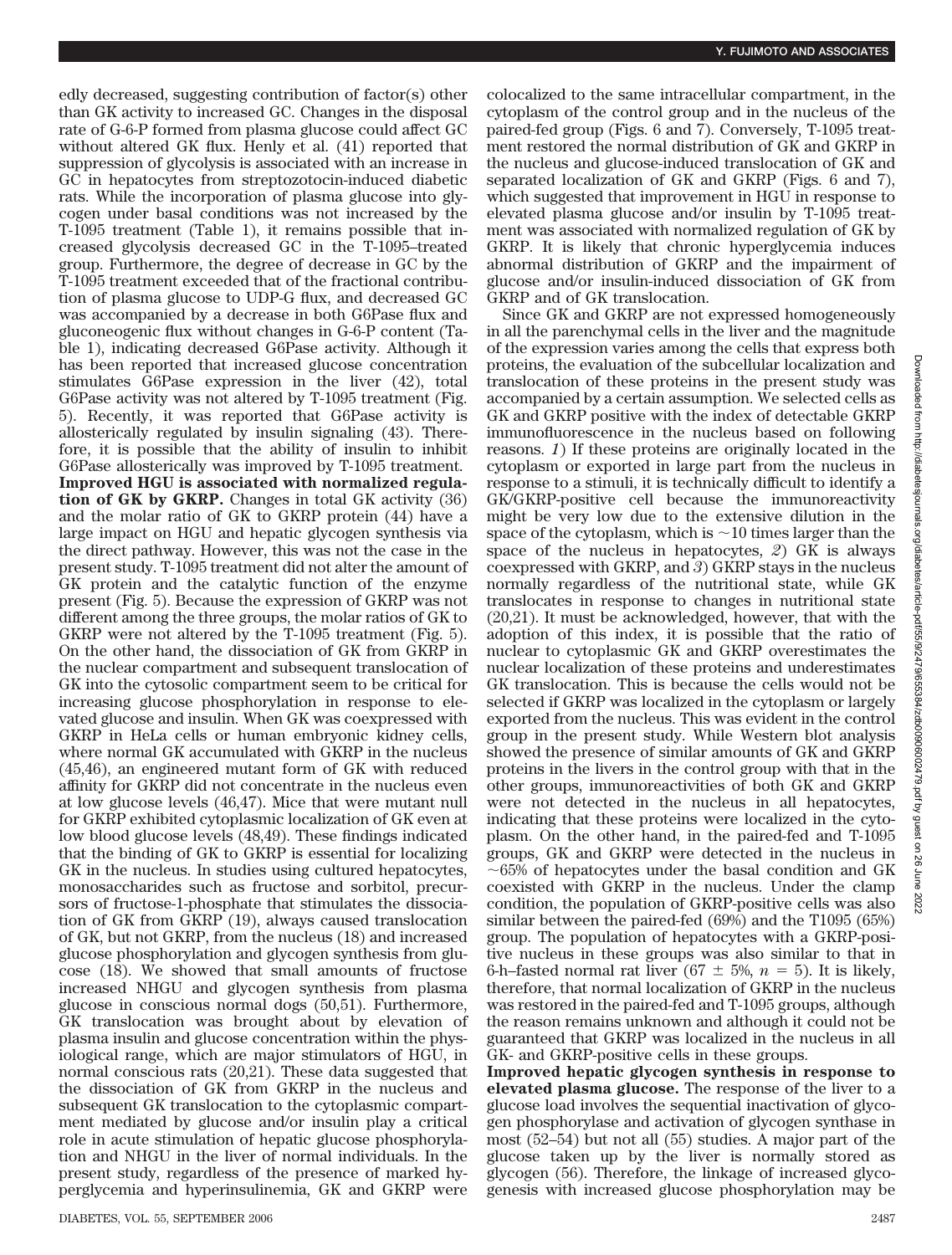edly decreased, suggesting contribution of factor(s) other than GK activity to increased GC. Changes in the disposal rate of G-6-P formed from plasma glucose could affect GC without altered GK flux. Henly et al. (41) reported that suppression of glycolysis is associated with an increase in GC in hepatocytes from streptozotocin-induced diabetic rats. While the incorporation of plasma glucose into glycogen under basal conditions was not increased by the T-1095 treatment (Table 1), it remains possible that increased glycolysis decreased GC in the T-1095–treated group. Furthermore, the degree of decrease in GC by the T-1095 treatment exceeded that of the fractional contribution of plasma glucose to UDP-G flux, and decreased GC was accompanied by a decrease in both G6Pase flux and gluconeogenic flux without changes in G-6-P content (Table 1), indicating decreased G6Pase activity. Although it has been reported that increased glucose concentration stimulates G6Pase expression in the liver (42), total G6Pase activity was not altered by T-1095 treatment (Fig. 5). Recently, it was reported that G6Pase activity is allosterically regulated by insulin signaling (43). Therefore, it is possible that the ability of insulin to inhibit G6Pase allosterically was improved by T-1095 treatment.

**Improved HGU is associated with normalized regulation of GK by GKRP.** Changes in total GK activity (36) and the molar ratio of GK to GKRP protein (44) have a large impact on HGU and hepatic glycogen synthesis via the direct pathway. However, this was not the case in the present study. T-1095 treatment did not alter the amount of GK protein and the catalytic function of the enzyme present (Fig. 5). Because the expression of GKRP was not different among the three groups, the molar ratios of GK to GKRP were not altered by the T-1095 treatment (Fig. 5). On the other hand, the dissociation of GK from GKRP in the nuclear compartment and subsequent translocation of GK into the cytosolic compartment seem to be critical for increasing glucose phosphorylation in response to elevated glucose and insulin. When GK was coexpressed with GKRP in HeLa cells or human embryonic kidney cells, where normal GK accumulated with GKRP in the nucleus (45,46), an engineered mutant form of GK with reduced affinity for GKRP did not concentrate in the nucleus even at low glucose levels (46,47). Mice that were mutant null for GKRP exhibited cytoplasmic localization of GK even at low blood glucose levels (48,49). These findings indicated that the binding of GK to GKRP is essential for localizing GK in the nucleus. In studies using cultured hepatocytes, monosaccharides such as fructose and sorbitol, precursors of fructose-1-phosphate that stimulates the dissociation of GK from GKRP (19), always caused translocation of GK, but not GKRP, from the nucleus (18) and increased glucose phosphorylation and glycogen synthesis from glucose (18). We showed that small amounts of fructose increased NHGU and glycogen synthesis from plasma glucose in conscious normal dogs (50,51). Furthermore, GK translocation was brought about by elevation of plasma insulin and glucose concentration within the physiological range, which are major stimulators of HGU, in normal conscious rats (20,21). These data suggested that the dissociation of GK from GKRP in the nucleus and subsequent GK translocation to the cytoplasmic compartment mediated by glucose and/or insulin play a critical role in acute stimulation of hepatic glucose phosphorylation and NHGU in the liver of normal individuals. In the present study, regardless of the presence of marked hyperglycemia and hyperinsulinemia, GK and GKRP were colocalized to the same intracellular compartment, in the cytoplasm of the control group and in the nucleus of the paired-fed group (Figs. 6 and 7). Conversely, T-1095 treatment restored the normal distribution of GK and GKRP in the nucleus and glucose-induced translocation of GK and separated localization of GK and GKRP (Figs. 6 and 7), which suggested that improvement in HGU in response to elevated plasma glucose and/or insulin by T-1095 treatment was associated with normalized regulation of GK by GKRP. It is likely that chronic hyperglycemia induces abnormal distribution of GKRP and the impairment of glucose and/or insulin-induced dissociation of GK from GKRP and of GK translocation.

Since GK and GKRP are not expressed homogeneously in all the parenchymal cells in the liver and the magnitude of the expression varies among the cells that express both proteins, the evaluation of the subcellular localization and translocation of these proteins in the present study was accompanied by a certain assumption. We selected cells as GK and GKRP positive with the index of detectable GKRP immunofluorescence in the nucleus based on following reasons. *1*) If these proteins are originally located in the cytoplasm or exported in large part from the nucleus in response to a stimuli, it is technically difficult to identify a GK/GKRP-positive cell because the immunoreactivity might be very low due to the extensive dilution in the space of the cytoplasm, which is ~10 times larger than the space of the nucleus in hepatocytes, *2*) GK is always coexpressed with GKRP, and *3*) GKRP stays in the nucleus normally regardless of the nutritional state, while GK translocates in response to changes in nutritional state (20,21). It must be acknowledged, however, that with the adoption of this index, it is possible that the ratio of nuclear to cytoplasmic GK and GKRP overestimates the nuclear localization of these proteins and underestimates GK translocation. This is because the cells would not be selected if GKRP was localized in the cytoplasm or largely exported from the nucleus. This was evident in the control group in the present study. While Western blot analysis showed the presence of similar amounts of GK and GKRP proteins in the livers in the control group with that in the other groups, immunoreactivities of both GK and GKRP were not detected in the nucleus in all hepatocytes, indicating that these proteins were localized in the cytoplasm. On the other hand, in the paired-fed and T-1095 groups, GK and GKRP were detected in the nucleus in ~65% of hepatocytes under the basal condition and GK coexisted with GKRP in the nucleus. Under the clamp condition, the population of GKRP-positive cells was also similar between the paired-fed (69%) and the T1095 (65%) group. The population of hepatocytes with a GKRP-positive nucleus in these groups was also similar to that in 6-h–fasted normal rat liver ($67 \pm 5\%$, $n = 5$). It is likely, therefore, that normal localization of GKRP in the nucleus was restored in the paired-fed and T-1095 groups, although the reason remains unknown and although it could not be guaranteed that GKRP was localized in the nucleus in all GK- and GKRP-positive cells in these groups.

**Improved hepatic glycogen synthesis in response to elevated plasma glucose.** The response of the liver to a glucose load involves the sequential inactivation of glycogen phosphorylase and activation of glycogen synthase in most (52–54) but not all (55) studies. A major part of the glucose taken up by the liver is normally stored as glycogen (56). Therefore, the linkage of increased glycogenesis with increased glucose phosphorylation may be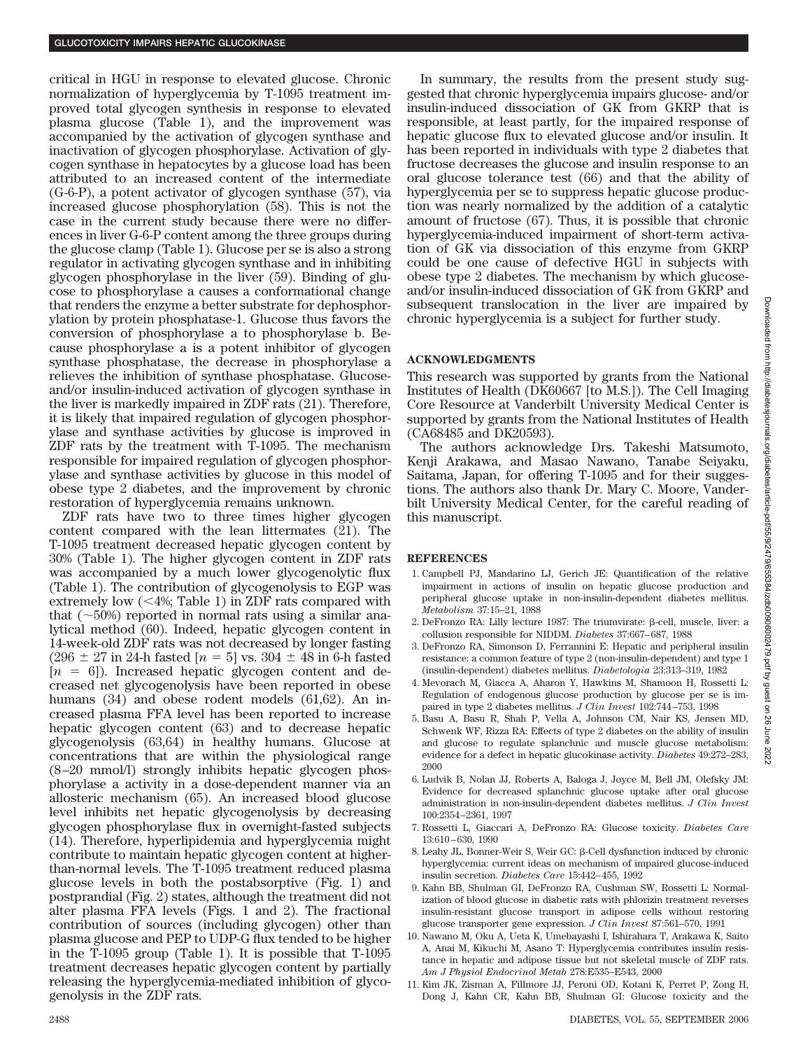critical in HGU in response to elevated glucose. Chronic normalization of hyperglycemia by T-1095 treatment improved total glycogen synthesis in response to elevated plasma glucose (Table 1), and the improvement was accompanied by the activation of glycogen synthase and inactivation of glycogen phosphorylase. Activation of glycogen synthase in hepatocytes by a glucose load has been attributed to an increased content of the intermediate (G-6-P), a potent activator of glycogen synthase (57), via increased glucose phosphorylation (58). This is not the case in the current study because there were no differences in liver G-6-P content among the three groups during the glucose clamp (Table 1). Glucose per se is also a strong regulator in activating glycogen synthase and in inhibiting glycogen phosphorylase in the liver (59). Binding of glucose to phosphorylase causes a conformational change that renders the enzyme a better substrate for dephosphorylation by protein phosphatase-1. Glucose thus favors the conversion of phosphorylase a to phosphorylase b. Because phosphorylase a is a potent inhibitor of glycogen synthase phosphatase, the decrease in phosphorylase a relieves the inhibition of synthase phosphatase. Glucose- and/or insulin-induced activation of glycogen synthase in the liver is markedly impaired in ZDF rats (21). Therefore, it is likely that impaired regulation of glycogen phosphorylase and synthase activities by glucose is improved in ZDF rats by the treatment with T-1095. The mechanism responsible for impaired regulation of glycogen phosphorylase and synthase activities by glucose in this model of obese type 2 diabetes, and the improvement by chronic restoration of hyperglycemia remains unknown.

ZDF rats have two to three times higher glycogen content compared with the lean littermates (21). The T-1095 treatment decreased hepatic glycogen content by 30% (Table 1). The higher glycogen content in ZDF rats was accompanied by a much lower glycogenolytic flux (Table 1). The contribution of glycogenolysis to EGP was extremely low (<4%; Table 1) in ZDF rats compared with that (~50%) reported in normal rats using a similar analytical method (60). Indeed, hepatic glycogen content in 14-week-old ZDF rats was not decreased by longer fasting ($296 \pm 27$ in 24-h fasted [$n = 5$] vs. $304 \pm 48$ in 6-h fasted [$n = 6$]). Increased hepatic glycogen content and decreased net glycogenolysis have been reported in obese humans (34) and obese rodent models (61,62). An increased plasma FFA level has been reported to increase hepatic glycogen content (63) and to decrease hepatic glycogenolysis (63,64) in healthy humans. Glucose at concentrations that are within the physiological range (8–20 mmol/l) strongly inhibits hepatic glycogen phosphorylase a activity in a dose-dependent manner via an allosteric mechanism (65). An increased blood glucose level inhibits net hepatic glycogenolysis by decreasing glycogen phosphorylase flux in overnight-fasted subjects (14). Therefore, hyperlipidemia and hyperglycemia might contribute to maintain hepatic glycogen content at higher-than-normal levels. The T-1095 treatment reduced plasma glucose levels in both the postabsorptive (Fig. 1) and postprandial (Fig. 2) states, although the treatment did not alter plasma FFA levels (Figs. 1 and 2). The fractional contribution of sources (including glycogen) other than plasma glucose and PEP to UDP-G flux tended to be higher in the T-1095 group (Table 1). It is possible that T-1095 treatment decreases hepatic glycogen content by partially releasing the hyperglycemia-mediated inhibition of glycogenolysis in the ZDF rats.

In summary, the results from the present study suggested that chronic hyperglycemia impairs glucose- and/or insulin-induced dissociation of GK from GKRP that is responsible, at least partly, for the impaired response of hepatic glucose flux to elevated glucose and/or insulin. It has been reported in individuals with type 2 diabetes that fructose decreases the glucose and insulin response to an oral glucose tolerance test (66) and that the ability of hyperglycemia per se to suppress hepatic glucose production was nearly normalized by the addition of a catalytic amount of fructose (67). Thus, it is possible that chronic hyperglycemia-induced impairment of short-term activation of GK via dissociation of this enzyme from GKRP could be one cause of defective HGU in subjects with obese type 2 diabetes. The mechanism by which glucose- and/or insulin-induced dissociation of GK from GKRP and subsequent translocation in the liver are impaired by chronic hyperglycemia is a subject for further study.

## ACKNOWLEDGMENTS

This research was supported by grants from the National Institutes of Health (DK60667 [to M.S.]). The Cell Imaging Core Resource at Vanderbilt University Medical Center is supported by grants from the National Institutes of Health (CA68485 and DK20593).

The authors acknowledge Drs. Takeshi Matsumoto, Kenji Arakawa, and Masao Nawano, Tanabe Seiyaku, Saitama, Japan, for offering T-1095 and for their suggestions. The authors also thank Dr. Mary C. Moore, Vanderbilt University Medical Center, for the careful reading of this manuscript.

## REFERENCES

1. Campbell PJ, Mandarino LJ, Gerich JE: Quantification of the relative impairment in actions of insulin on hepatic glucose production and peripheral glucose uptake in non-insulin-dependent diabetes mellitus. *Metabolism* 37:15–21, 1988
2. DeFronzo RA: Lilly lecture 1987: The triumvirate: β-cell, muscle, liver: a collusion responsible for NIDDM. *Diabetes* 37:667–687, 1988
3. DeFronzo RA, Simonson D, Ferrannini E: Hepatic and peripheral insulin resistance: a common feature of type 2 (non-insulin-dependent) and type 1 (insulin-dependent) diabetes mellitus. *Diabetologia* 23:313–319, 1982
4. Mevorach M, Giacca A, Aharon Y, Hawkins M, Shamoon H, Rossetti L: Regulation of endogenous glucose production by glucose per se is impaired in type 2 diabetes mellitus. *J Clin Invest* 102:744–753, 1998
5. Basu A, Basu R, Shah P, Vella A, Johnson CM, Nair KS, Jensen MD, Schwenk WF, Rizza RA: Effects of type 2 diabetes on the ability of insulin and glucose to regulate splanchnic and muscle glucose metabolism: evidence for a defect in hepatic glucokinase activity. *Diabetes* 49:272–283, 2000
6. Ludvik B, Nolan JJ, Roberts A, Baloga J, Joyce M, Bell JM, Olefsky JM: Evidence for decreased splanchnic glucose uptake after oral glucose administration in non-insulin-dependent diabetes mellitus. *J Clin Invest* 100:2354–2361, 1997
7. Rossetti L, Giaccari A, DeFronzo RA: Glucose toxicity. *Diabetes Care* 13:610–630, 1990
8. Leahy JL, Bonner-Weir S, Weir GC: β-Cell dysfunction induced by chronic hyperglycemia: current ideas on mechanism of impaired glucose-induced insulin secretion. *Diabetes Care* 15:442–455, 1992
9. Kahn BB, Shulman GI, DeFronzo RA, Cushman SW, Rossetti L: Normalization of blood glucose in diabetic rats with phlorizin treatment reverses insulin-resistant glucose transport in adipose cells without restoring glucose transporter gene expression. *J Clin Invest* 87:561–570, 1991
10. Nawano M, Oku A, Ueta K, Umebayashi I, Ishirahara T, Arakawa K, Saito A, Anai M, Kikuchi M, Asano T: Hyperglycemia contributes insulin resistance in hepatic and adipose tissue but not skeletal muscle of ZDF rats. *Am J Physiol Endocrinol Metab* 278:E535–E543, 2000
11. Kim JK, Zisman A, Fillmore JJ, Peroni OD, Kotani K, Perret P, Zong H, Dong J, Kahn CR, Kahn BB, Shulman GI: Glucose toxicity and the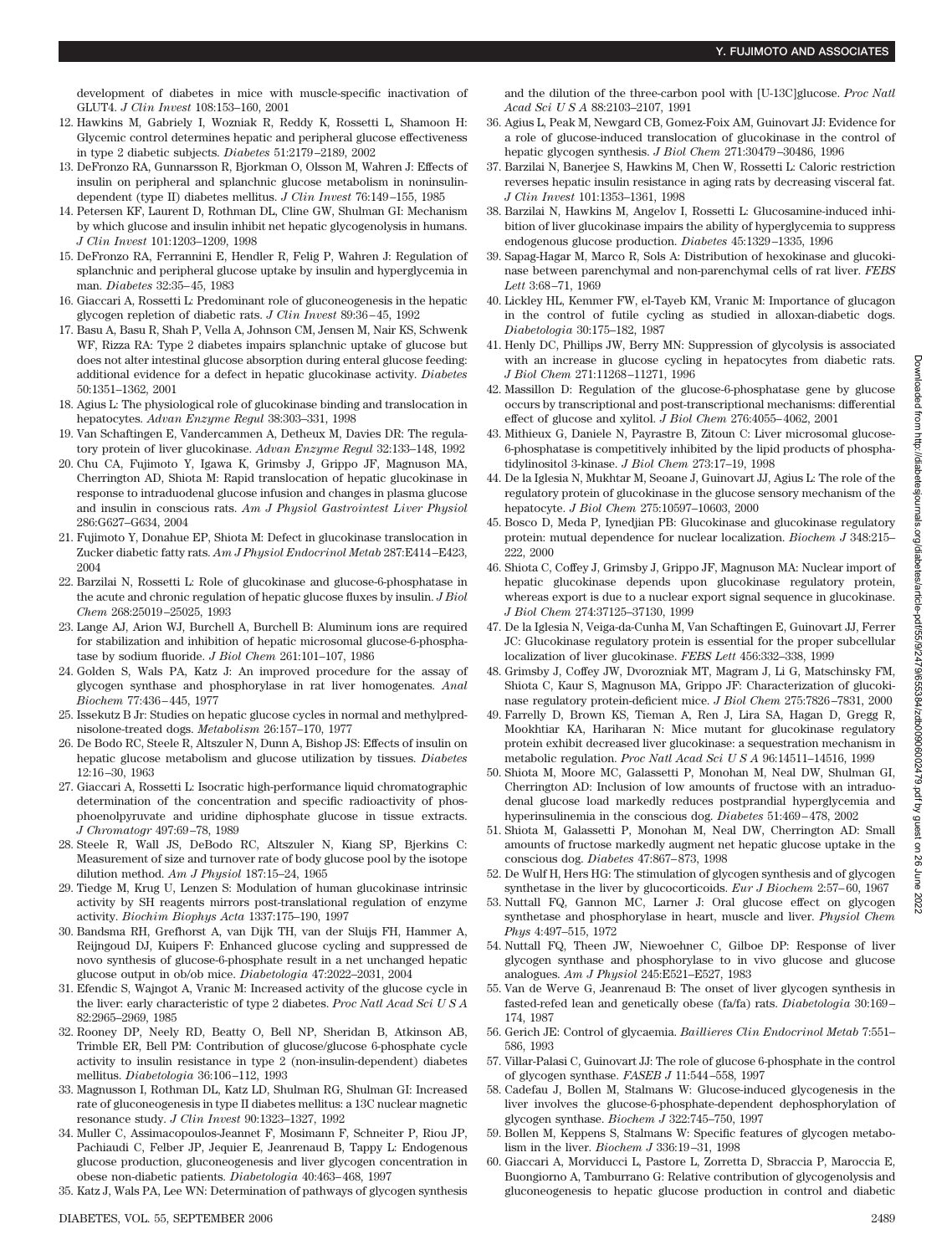development of diabetes in mice with muscle-specific inactivation of GLUT4. *J Clin Invest* 108:153–160, 2001

12. Hawkins M, Gabriely I, Wozniak R, Reddy K, Rossetti L, Shamoon H: Glycemic control determines hepatic and peripheral glucose effectiveness in type 2 diabetic subjects. *Diabetes* 51:2179–2189, 2002
13. DeFronzo RA, Gunnarsson R, Bjorkman O, Olsson M, Wahren J: Effects of insulin on peripheral and splanchnic glucose metabolism in noninsulin-dependent (type II) diabetes mellitus. *J Clin Invest* 76:149–155, 1985
14. Petersen KF, Laurent D, Rothman DL, Cline GW, Shulman GI: Mechanism by which glucose and insulin inhibit net hepatic glycogenolysis in humans. *J Clin Invest* 101:1203–1209, 1998
15. DeFronzo RA, Ferrannini E, Hendler R, Felig P, Wahren J: Regulation of splanchnic and peripheral glucose uptake by insulin and hyperglycemia in man. *Diabetes* 32:35–45, 1983
16. Giaccari A, Rossetti L: Predominant role of gluconeogenesis in the hepatic glycogen repletion of diabetic rats. *J Clin Invest* 89:36–45, 1992
17. Basu A, Basu R, Shah P, Vella A, Johnson CM, Jensen M, Nair KS, Schwenk WF, Rizza RA: Type 2 diabetes impairs splanchnic uptake of glucose but does not alter intestinal glucose absorption during enteral glucose feeding: additional evidence for a defect in hepatic glucokinase activity. *Diabetes* 50:1351–1362, 2001
18. Agius L: The physiological role of glucokinase binding and translocation in hepatocytes. *Advan Enzyme Regul* 38:303–331, 1998
19. Van Schaftingen E, Vandercammen A, Detheux M, Davies DR: The regulatory protein of liver glucokinase. *Advan Enzyme Regul* 32:133–148, 1992
20. Chu CA, Fujimoto Y, Igawa K, Grimsby J, Grippo JF, Magnuson MA, Cherrington AD, Shiota M: Rapid translocation of hepatic glucokinase in response to intraduodenal glucose infusion and changes in plasma glucose and insulin in conscious rats. *Am J Physiol Gastrointest Liver Physiol* 286:G627–G634, 2004
21. Fujimoto Y, Donahue EP, Shiota M: Defect in glucokinase translocation in Zucker diabetic fatty rats. *Am J Physiol Endocrinol Metab* 287:E414–E423, 2004
22. Barzilai N, Rossetti L: Role of glucokinase and glucose-6-phosphatase in the acute and chronic regulation of hepatic glucose fluxes by insulin. *J Biol Chem* 268:25019–25025, 1993
23. Lange AJ, Arion WJ, Burchell A, Burchell B: Aluminum ions are required for stabilization and inhibition of hepatic microsomal glucose-6-phosphatase by sodium fluoride. *J Biol Chem* 261:101–107, 1986
24. Golden S, Wals PA, Katz J: An improved procedure for the assay of glycogen synthase and phosphorylase in rat liver homogenates. *Anal Biochem* 77:436–445, 1977
25. Issekutz B Jr: Studies on hepatic glucose cycles in normal and methylprednisolone-treated dogs. *Metabolism* 26:157–170, 1977
26. De Bodo RC, Steele R, Altszuler N, Dunn A, Bishop JS: Effects of insulin on hepatic glucose metabolism and glucose utilization by tissues. *Diabetes* 12:16–30, 1963
27. Giaccari A, Rossetti L: Isocratic high-performance liquid chromatographic determination of the concentration and specific radioactivity of phosphoenolpyruvate and uridine diphosphate glucose in tissue extracts. *J Chromatogr* 497:69–78, 1989
28. Steele R, Wall JS, DeBodo RC, Altszuler N, Kiang SP, Bjerkins C: Measurement of size and turnover rate of body glucose pool by the isotope dilution method. *Am J Physiol* 187:15–24, 1965
29. Tiedge M, Krug U, Lenzen S: Modulation of human glucokinase intrinsic activity by SH reagents mirrors post-translational regulation of enzyme activity. *Biochim Biophys Acta* 1337:175–190, 1997
30. Bandsma RH, Grefhorst A, van Dijk TH, van der Sluijs FH, Hammer A, Reijngoud DJ, Kuipers F: Enhanced glucose cycling and suppressed de novo synthesis of glucose-6-phosphate result in a net unchanged hepatic glucose output in ob/ob mice. *Diabetologia* 47:2022–2031, 2004
31. Efendic S, Wajngot A, Vranic M: Increased activity of the glucose cycle in the liver: early characteristic of type 2 diabetes. *Proc Natl Acad Sci U S A* 82:2965–2969, 1985
32. Rooney DP, Neely RD, Beatty O, Bell NP, Sheridan B, Atkinson AB, Trimble ER, Bell PM: Contribution of glucose/glucose 6-phosphate cycle activity to insulin resistance in type 2 (non-insulin-dependent) diabetes mellitus. *Diabetologia* 36:106–112, 1993
33. Magnusson I, Rothman DL, Katz LD, Shulman RG, Shulman GI: Increased rate of gluconeogenesis in type II diabetes mellitus: a 13C nuclear magnetic resonance study. *J Clin Invest* 90:1323–1327, 1992
34. Muller C, Assimacopoulos-Jeannet F, Mosimann F, Schneiter P, Riou JP, Pachiaudi C, Felber JP, Jequier E, Jeanrenaud B, Tappy L: Endogenous glucose production, gluconeogenesis and liver glycogen concentration in obese non-diabetic patients. *Diabetologia* 40:463–468, 1997
35. Katz J, Wals PA, Lee WN: Determination of pathways of glycogen synthesis and the dilution of the three-carbon pool with [U-13C]glucose. *Proc Natl Acad Sci U S A* 88:2103–2107, 1991
36. Agius L, Peak M, Newgard CB, Gomez-Foix AM, Guinovart JJ: Evidence for a role of glucose-induced translocation of glucokinase in the control of hepatic glycogen synthesis. *J Biol Chem* 271:30479–30486, 1996
37. Barzilai N, Banerjee S, Hawkins M, Chen W, Rossetti L: Caloric restriction reverses hepatic insulin resistance in aging rats by decreasing visceral fat. *J Clin Invest* 101:1353–1361, 1998
38. Barzilai N, Hawkins M, Angelov I, Rossetti L: Glucosamine-induced inhibition of liver glucokinase impairs the ability of hyperglycemia to suppress endogenous glucose production. *Diabetes* 45:1329–1335, 1996
39. Sapag-Hagar M, Marco R, Sols A: Distribution of hexokinase and glucokinase between parenchymal and non-parenchymal cells of rat liver. *FEBS Lett* 3:68–71, 1969
40. Lickley HL, Kemmer FW, el-Tayeb KM, Vranic M: Importance of glucagon in the control of futile cycling as studied in alloxan-diabetic dogs. *Diabetologia* 30:175–182, 1987
41. Henly DC, Phillips JW, Berry MN: Suppression of glycolysis is associated with an increase in glucose cycling in hepatocytes from diabetic rats. *J Biol Chem* 271:11268–11271, 1996
42. Massillon D: Regulation of the glucose-6-phosphatase gene by glucose occurs by transcriptional and post-transcriptional mechanisms: differential effect of glucose and xylitol. *J Biol Chem* 276:4055–4062, 2001
43. Mithieux G, Daniele N, Payrastre B, Zitoun C: Liver microsomal glucose-6-phosphatase is competitively inhibited by the lipid products of phosphatidylinositol 3-kinase. *J Biol Chem* 273:17–19, 1998
44. De la Iglesia N, Mukhtar M, Seoane J, Guinovart JJ, Agius L: The role of the regulatory protein of glucokinase in the glucose sensory mechanism of the hepatocyte. *J Biol Chem* 275:10597–10603, 2000
45. Bosco D, Meda P, Iynedjian PB: Glucokinase and glucokinase regulatory protein: mutual dependence for nuclear localization. *Biochem J* 348:215–222, 2000
46. Shiota C, Coffey J, Grimsby J, Grippo JF, Magnuson MA: Nuclear import of hepatic glucokinase depends upon glucokinase regulatory protein, whereas export is due to a nuclear export signal sequence in glucokinase. *J Biol Chem* 274:37125–37130, 1999
47. De la Iglesia N, Veiga-da-Cunha M, Van Schaftingen E, Guinovart JJ, Ferrer JC: Glucokinase regulatory protein is essential for the proper subcellular localization of liver glucokinase. *FEBS Lett* 456:332–338, 1999
48. Grimsby J, Coffey JW, Dvorozniak MT, Magram J, Li G, Matschinsky FM, Shiota C, Kaur S, Magnuson MA, Grippo JF: Characterization of glucokinase regulatory protein-deficient mice. *J Biol Chem* 275:7826–7831, 2000
49. Farrelly D, Brown KS, Tieman A, Ren J, Lira SA, Hagan D, Gregg R, Mookhtiar KA, Hariharan N: Mice mutant for glucokinase regulatory protein exhibit decreased liver glucokinase: a sequestration mechanism in metabolic regulation. *Proc Natl Acad Sci U S A* 96:14511–14516, 1999
50. Shiota M, Moore MC, Galassetti P, Monohan M, Neal DW, Shulman GI, Cherrington AD: Inclusion of low amounts of fructose with an intraduodenal glucose load markedly reduces postprandial hyperglycemia and hyperinsulinemia in the conscious dog. *Diabetes* 51:469–478, 2002
51. Shiota M, Galassetti P, Monohan M, Neal DW, Cherrington AD: Small amounts of fructose markedly augment net hepatic glucose uptake in the conscious dog. *Diabetes* 47:867–873, 1998
52. De Wulf H, Hers HG: The stimulation of glycogen synthesis and of glycogen synthetase in the liver by glucocorticoids. *Eur J Biochem* 2:57–60, 1967
53. Nuttall FQ, Gannon MC, Larner J: Oral glucose effect on glycogen synthetase and phosphorylase in heart, muscle and liver. *Physiol Chem Phys* 4:497–515, 1972
54. Nuttall FQ, Theen JW, Niewoehner C, Gilboe DP: Response of liver glycogen synthase and phosphorylase to in vivo glucose and glucose analogues. *Am J Physiol* 245:E521–E527, 1983
55. Van de Werve G, Jeanrenaud B: The onset of liver glycogen synthesis in fasted-refed lean and genetically obese (fa/fa) rats. *Diabetologia* 30:169–174, 1987
56. Gerich JE: Control of glycaemia. *Baillieres Clin Endocrinol Metab* 7:551–586, 1993
57. Villar-Palasi C, Guinovart JJ: The role of glucose 6-phosphate in the control of glycogen synthase. *FASEB J* 11:544–558, 1997
58. Cadefau J, Bollen M, Stalmans W: Glucose-induced glycogenesis in the liver involves the glucose-6-phosphate-dependent dephosphorylation of glycogen synthase. *Biochem J* 322:745–750, 1997
59. Bollen M, Keppens S, Stalmans W: Specific features of glycogen metabolism in the liver. *Biochem J* 336:19–31, 1998
60. Giaccari A, Morviducci L, Pastore L, Zorretta D, Sbraccia P, Maroccia E, Buongiorno A, Tamburrano G: Relative contribution of glycogenolysis and gluconeogenesis to hepatic glucose production in control and diabetic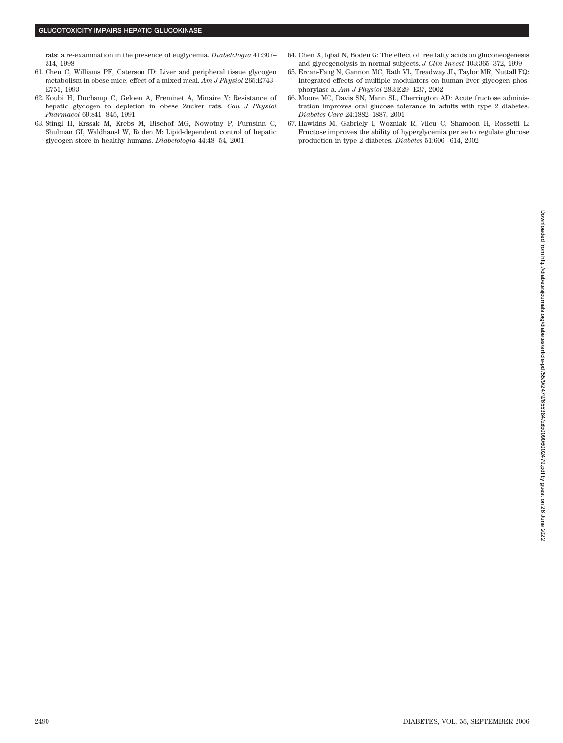rats: a re-examination in the presence of euglycemia. *Diabetologia* 41:307–314, 1998

61. Chen C, Williams PF, Caterson ID: Liver and peripheral tissue glycogen metabolism in obese mice: effect of a mixed meal. *Am J Physiol* 265:E743–E751, 1993
62. Koubi H, Duchamp C, Geloen A, Freminet A, Minaire Y: Resistance of hepatic glycogen to depletion in obese Zucker rats. *Can J Physiol Pharmacol* 69:841–845, 1991
63. Stingl H, Krssak M, Krebs M, Bischof MG, Nowotny P, Furnsinn C, Shulman GI, Waldhausl W, Roden M: Lipid-dependent control of hepatic glycogen store in healthy humans. *Diabetologia* 44:48–54, 2001
64. Chen X, Iqbal N, Boden G: The effect of free fatty acids on gluconeogenesis and glycogenolysis in normal subjects. *J Clin Invest* 103:365–372, 1999
65. Ercan-Fang N, Gannon MC, Rath VL, Treadway JL, Taylor MR, Nuttall FQ: Integrated effects of multiple modulators on human liver glycogen phosphorylase a. *Am J Physiol* 283:E29–E37, 2002
66. Moore MC, Davis SN, Mann SL, Cherrington AD: Acute fructose administration improves oral glucose tolerance in adults with type 2 diabetes. *Diabetes Care* 24:1882–1887, 2001
67. Hawkins M, Gabriely I, Wozniak R, Vilcu C, Shamoon H, Rossetti L: Fructose improves the ability of hyperglycemia per se to regulate glucose production in type 2 diabetes. *Diabetes* 51:606–614, 2002